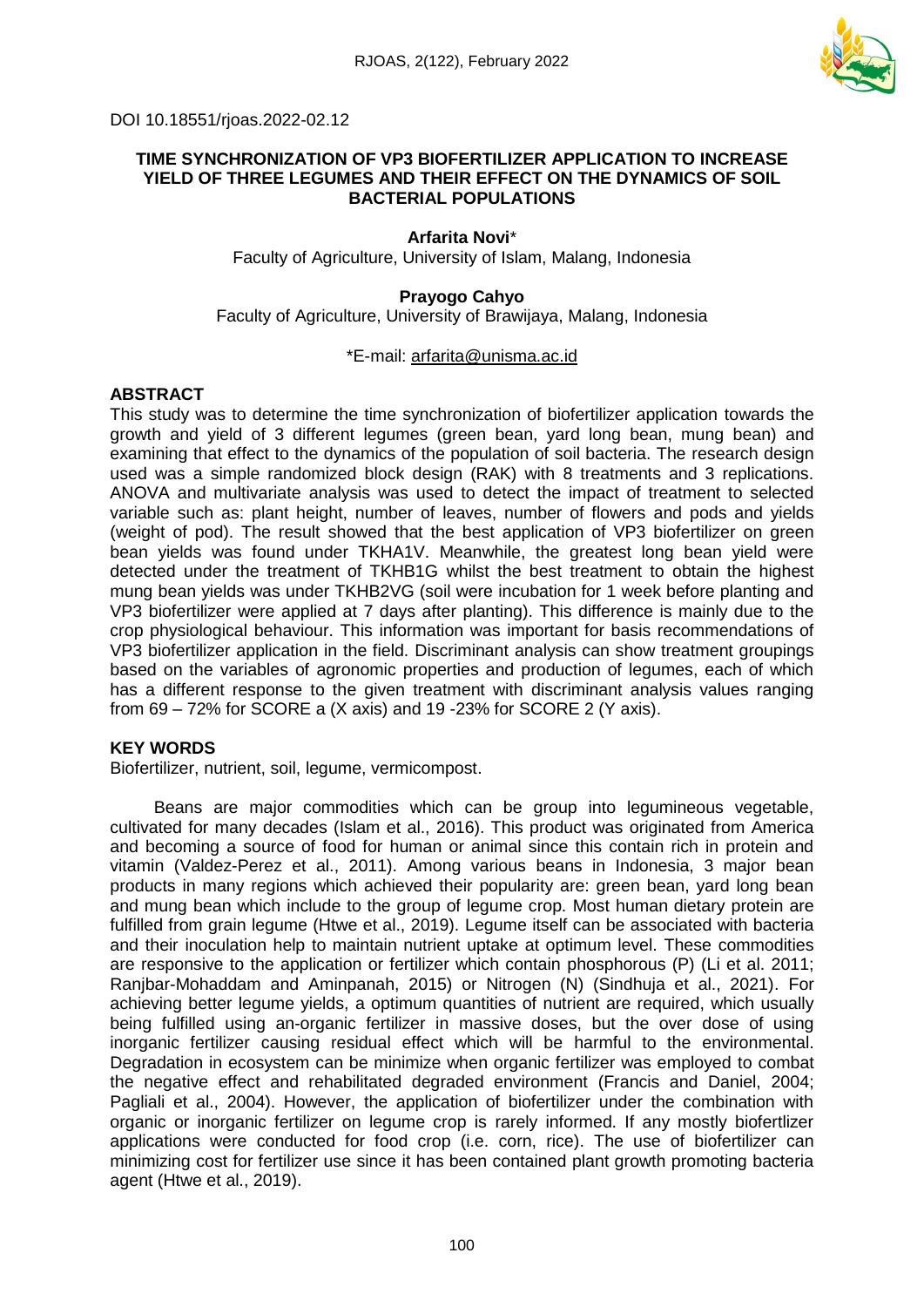DOI 10.18551/rjoas.2022-02.12

# TIME SYNCHRONIZATION OF VP3 BIOFERTILIZER APPLICATION TO INCREASE YIELD OF THREE LEGUMES AND THEIR EFFECT ON THE DYNAMICS OF SOIL BACTERIAL POPULATIONS

**Arfarita Novi***
Faculty of Agriculture, University of Islam, Malang, Indonesia

**Prayogo Cahyo**
Faculty of Agriculture, University of Brawijaya, Malang, Indonesia

*E-mail: arfarita@unisma.ac.id

## ABSTRACT

This study was to determine the time synchronization of biofertilizer application towards the growth and yield of 3 different legumes (green bean, yard long bean, mung bean) and examining that effect to the dynamics of the population of soil bacteria. The research design used was a simple randomized block design (RAK) with 8 treatments and 3 replications. ANOVA and multivariate analysis was used to detect the impact of treatment to selected variable such as: plant height, number of leaves, number of flowers and pods and yields (weight of pod). The result showed that the best application of VP3 biofertilizer on green bean yields was found under TKHA1V. Meanwhile, the greatest long bean yield were detected under the treatment of TKHB1G whilst the best treatment to obtain the highest mung bean yields was under TKHB2VG (soil were incubation for 1 week before planting and VP3 biofertilizer were applied at 7 days after planting). This difference is mainly due to the crop physiological behaviour. This information was important for basis recommendations of VP3 biofertilizer application in the field. Discriminant analysis can show treatment groupings based on the variables of agronomic properties and production of legumes, each of which has a different response to the given treatment with discriminant analysis values ranging from 69 – 72% for SCORE a (X axis) and 19 -23% for SCORE 2 (Y axis).

## KEY WORDS

Biofertilizer, nutrient, soil, legume, vermicompost.

Beans are major commodities which can be group into legumineous vegetable, cultivated for many decades (Islam et al., 2016). This product was originated from America and becoming a source of food for human or animal since this contain rich in protein and vitamin (Valdez-Perez et al., 2011). Among various beans in Indonesia, 3 major bean products in many regions which achieved their popularity are: green bean, yard long bean and mung bean which include to the group of legume crop. Most human dietary protein are fulfilled from grain legume (Htwe et al., 2019). Legume itself can be associated with bacteria and their inoculation help to maintain nutrient uptake at optimum level. These commodities are responsive to the application or fertilizer which contain phosphorous (P) (Li et al. 2011; Ranjbar-Mohaddam and Aminpanah, 2015) or Nitrogen (N) (Sindhuja et al., 2021). For achieving better legume yields, a optimum quantities of nutrient are required, which usually being fulfilled using an-organic fertilizer in massive doses, but the over dose of using inorganic fertilizer causing residual effect which will be harmful to the environmental. Degradation in ecosystem can be minimize when organic fertilizer was employed to combat the negative effect and rehabilitated degraded environment (Francis and Daniel, 2004; Pagliali et al., 2004). However, the application of biofertilizer under the combination with organic or inorganic fertilizer on legume crop is rarely informed. If any mostly biofertlizer applications were conducted for food crop (i.e. corn, rice). The use of biofertilizer can minimizing cost for fertilizer use since it has been contained plant growth promoting bacteria agent (Htwe et al., 2019).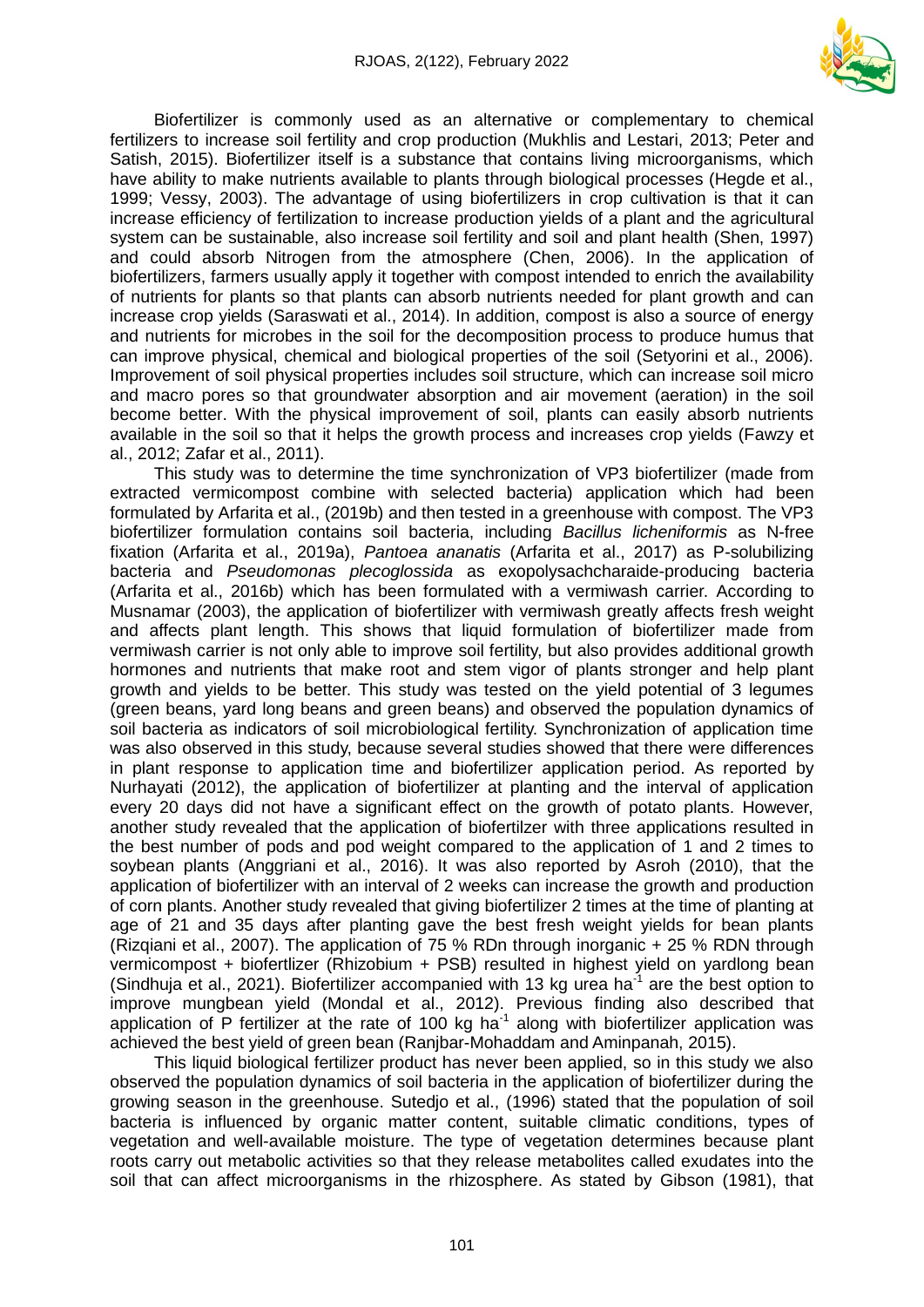Biofertilizer is commonly used as an alternative or complementary to chemical fertilizers to increase soil fertility and crop production (Mukhlis and Lestari, 2013; Peter and Satish, 2015). Biofertilizer itself is a substance that contains living microorganisms, which have ability to make nutrients available to plants through biological processes (Hegde et al., 1999; Vessy, 2003). The advantage of using biofertilizers in crop cultivation is that it can increase efficiency of fertilization to increase production yields of a plant and the agricultural system can be sustainable, also increase soil fertility and soil and plant health (Shen, 1997) and could absorb Nitrogen from the atmosphere (Chen, 2006). In the application of biofertilizers, farmers usually apply it together with compost intended to enrich the availability of nutrients for plants so that plants can absorb nutrients needed for plant growth and can increase crop yields (Saraswati et al., 2014). In addition, compost is also a source of energy and nutrients for microbes in the soil for the decomposition process to produce humus that can improve physical, chemical and biological properties of the soil (Setyorini et al., 2006). Improvement of soil physical properties includes soil structure, which can increase soil micro and macro pores so that groundwater absorption and air movement (aeration) in the soil become better. With the physical improvement of soil, plants can easily absorb nutrients available in the soil so that it helps the growth process and increases crop yields (Fawzy et al., 2012; Zafar et al., 2011).

This study was to determine the time synchronization of VP3 biofertilizer (made from extracted vermicompost combine with selected bacteria) application which had been formulated by Arfarita et al., (2019b) and then tested in a greenhouse with compost. The VP3 biofertilizer formulation contains soil bacteria, including *Bacillus licheniformis* as N-free fixation (Arfarita et al., 2019a), *Pantoea ananatis* (Arfarita et al., 2017) as P-solubilizing bacteria and *Pseudomonas plecoglossida* as exopolysachcharaide-producing bacteria (Arfarita et al., 2016b) which has been formulated with a vermiwash carrier. According to Musnamar (2003), the application of biofertilizer with vermiwash greatly affects fresh weight and affects plant length. This shows that liquid formulation of biofertilizer made from vermiwash carrier is not only able to improve soil fertility, but also provides additional growth hormones and nutrients that make root and stem vigor of plants stronger and help plant growth and yields to be better. This study was tested on the yield potential of 3 legumes (green beans, yard long beans and green beans) and observed the population dynamics of soil bacteria as indicators of soil microbiological fertility. Synchronization of application time was also observed in this study, because several studies showed that there were differences in plant response to application time and biofertilizer application period. As reported by Nurhayati (2012), the application of biofertilizer at planting and the interval of application every 20 days did not have a significant effect on the growth of potato plants. However, another study revealed that the application of biofertilzer with three applications resulted in the best number of pods and pod weight compared to the application of 1 and 2 times to soybean plants (Anggriani et al., 2016). It was also reported by Asroh (2010), that the application of biofertilizer with an interval of 2 weeks can increase the growth and production of corn plants. Another study revealed that giving biofertilizer 2 times at the time of planting at age of 21 and 35 days after planting gave the best fresh weight yields for bean plants (Rizqiani et al., 2007). The application of 75 % RDn through inorganic + 25 % RDN through vermicompost + biofertlizer (Rhizobium + PSB) resulted in highest yield on yardlong bean (Sindhuja et al., 2021). Biofertilizer accompanied with 13 kg urea ha$^{-1}$ are the best option to improve mungbean yield (Mondal et al., 2012). Previous finding also described that application of P fertilizer at the rate of 100 kg ha$^{-1}$ along with biofertilizer application was achieved the best yield of green bean (Ranjbar-Mohaddam and Aminpanah, 2015).

This liquid biological fertilizer product has never been applied, so in this study we also observed the population dynamics of soil bacteria in the application of biofertilizer during the growing season in the greenhouse. Sutedjo et al., (1996) stated that the population of soil bacteria is influenced by organic matter content, suitable climatic conditions, types of vegetation and well-available moisture. The type of vegetation determines because plant roots carry out metabolic activities so that they release metabolites called exudates into the soil that can affect microorganisms in the rhizosphere. As stated by Gibson (1981), that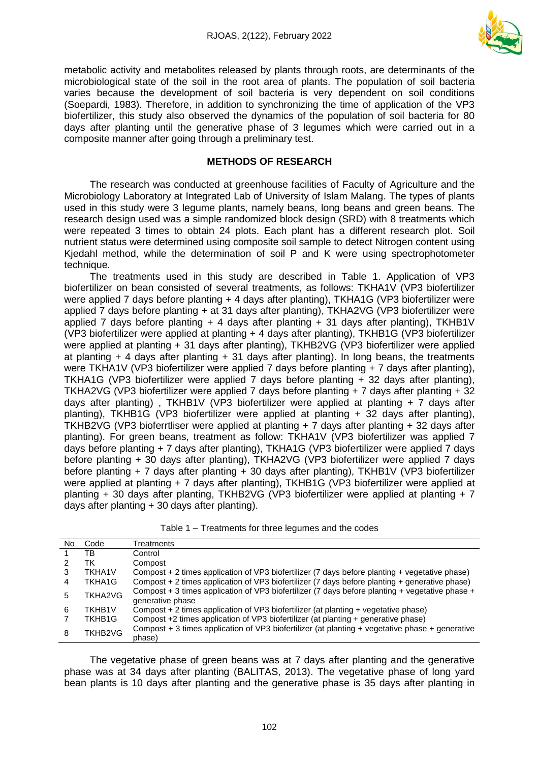metabolic activity and metabolites released by plants through roots, are determinants of the microbiological state of the soil in the root area of plants. The population of soil bacteria varies because the development of soil bacteria is very dependent on soil conditions (Soepardi, 1983). Therefore, in addition to synchronizing the time of application of the VP3 biofertilizer, this study also observed the dynamics of the population of soil bacteria for 80 days after planting until the generative phase of 3 legumes which were carried out in a composite manner after going through a preliminary test.

## METHODS OF RESEARCH

The research was conducted at greenhouse facilities of Faculty of Agriculture and the Microbiology Laboratory at Integrated Lab of University of Islam Malang. The types of plants used in this study were 3 legume plants, namely beans, long beans and green beans. The research design used was a simple randomized block design (SRD) with 8 treatments which were repeated 3 times to obtain 24 plots. Each plant has a different research plot. Soil nutrient status were determined using composite soil sample to detect Nitrogen content using Kjedahl method, while the determination of soil P and K were using spectrophotometer technique.

The treatments used in this study are described in Table 1. Application of VP3 biofertilizer on bean consisted of several treatments, as follows: TKHA1V (VP3 biofertilizer were applied 7 days before planting + 4 days after planting), TKHA1G (VP3 biofertilizer were applied 7 days before planting + at 31 days after planting), TKHA2VG (VP3 biofertilizer were applied 7 days before planting + 4 days after planting + 31 days after planting), TKHB1V (VP3 biofertilizer were applied at planting + 4 days after planting), TKHB1G (VP3 biofertilizer were applied at planting + 31 days after planting), TKHB2VG (VP3 biofertilizer were applied at planting + 4 days after planting + 31 days after planting). In long beans, the treatments were TKHA1V (VP3 biofertilizer were applied 7 days before planting + 7 days after planting), TKHA1G (VP3 biofertilizer were applied 7 days before planting + 32 days after planting), TKHA2VG (VP3 biofertilizer were applied 7 days before planting + 7 days after planting + 32 days after planting) , TKHB1V (VP3 biofertilizer were applied at planting + 7 days after planting), TKHB1G (VP3 biofertilizer were applied at planting + 32 days after planting), TKHB2VG (VP3 bioferrtliser were applied at planting + 7 days after planting + 32 days after planting). For green beans, treatment as follow: TKHA1V (VP3 biofertilizer was applied 7 days before planting + 7 days after planting), TKHA1G (VP3 biofertilizer were applied 7 days before planting + 30 days after planting), TKHA2VG (VP3 biofertilizer were applied 7 days before planting + 7 days after planting + 30 days after planting), TKHB1V (VP3 biofertilizer were applied at planting + 7 days after planting), TKHB1G (VP3 biofertilizer were applied at planting + 30 days after planting, TKHB2VG (VP3 biofertilizer were applied at planting + 7 days after planting + 30 days after planting).

Table 1 – Treatments for three legumes and the codes

| No | Code | Treatments |
|---|---|---|
| 1 | TB | Control |
| 2 | TK | Compost |
| 3 | TKHA1V | Compost + 2 times application of VP3 biofertilizer (7 days before planting + vegetative phase) |
| 4 | TKHA1G | Compost + 2 times application of VP3 biofertilizer (7 days before planting + generative phase) |
| 5 | TKHA2VG | Compost + 3 times application of VP3 biofertilizer (7 days before planting + vegetative phase + generative phase |
| 6 | TKHB1V | Compost + 2 times application of VP3 biofertilizer (at planting + vegetative phase) |
| 7 | TKHB1G | Compost +2 times application of VP3 biofertilizer (at planting + generative phase) |
| 8 | TKHB2VG | Compost + 3 times application of VP3 biofertilizer (at planting + vegetative phase + generative phase) |

The vegetative phase of green beans was at 7 days after planting and the generative phase was at 34 days after planting (BALITAS, 2013). The vegetative phase of long yard bean plants is 10 days after planting and the generative phase is 35 days after planting in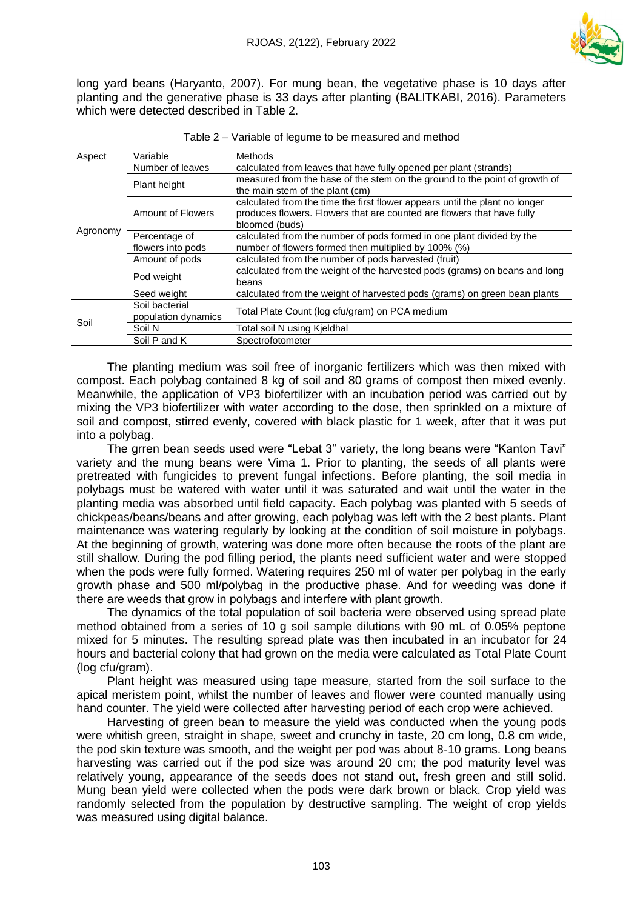long yard beans (Haryanto, 2007). For mung bean, the vegetative phase is 10 days after planting and the generative phase is 33 days after planting (BALITKABI, 2016). Parameters which were detected described in Table 2.

Table 2 – Variable of legume to be measured and method

| Aspect | Variable | Methods |
|---|---|---|
| Agronomy | Number of leaves | calculated from leaves that have fully opened per plant (strands) |
| | Plant height | measured from the base of the stem on the ground to the point of growth of the main stem of the plant (cm) |
| | Amount of Flowers | calculated from the time the first flower appears until the plant no longer produces flowers. Flowers that are counted are flowers that have fully bloomed (buds) |
| | Percentage of flowers into pods | calculated from the number of pods formed in one plant divided by the number of flowers formed then multiplied by 100% (%) |
| | Amount of pods | calculated from the number of pods harvested (fruit) |
| | Pod weight | calculated from the weight of the harvested pods (grams) on beans and long beans |
| | Seed weight | calculated from the weight of harvested pods (grams) on green bean plants |
| Soil | Soil bacterial population dynamics | Total Plate Count (log cfu/gram) on PCA medium |
| | Soil N | Total soil N using Kjeldhal |
| | Soil P and K | Spectrofotometer |

The planting medium was soil free of inorganic fertilizers which was then mixed with compost. Each polybag contained 8 kg of soil and 80 grams of compost then mixed evenly. Meanwhile, the application of VP3 biofertilizer with an incubation period was carried out by mixing the VP3 biofertilizer with water according to the dose, then sprinkled on a mixture of soil and compost, stirred evenly, covered with black plastic for 1 week, after that it was put into a polybag.

The grren bean seeds used were "Lebat 3" variety, the long beans were "Kanton Tavi" variety and the mung beans were Vima 1. Prior to planting, the seeds of all plants were pretreated with fungicides to prevent fungal infections. Before planting, the soil media in polybags must be watered with water until it was saturated and wait until the water in the planting media was absorbed until field capacity. Each polybag was planted with 5 seeds of chickpeas/beans/beans and after growing, each polybag was left with the 2 best plants. Plant maintenance was watering regularly by looking at the condition of soil moisture in polybags. At the beginning of growth, watering was done more often because the roots of the plant are still shallow. During the pod filling period, the plants need sufficient water and were stopped when the pods were fully formed. Watering requires 250 ml of water per polybag in the early growth phase and 500 ml/polybag in the productive phase. And for weeding was done if there are weeds that grow in polybags and interfere with plant growth.

The dynamics of the total population of soil bacteria were observed using spread plate method obtained from a series of 10 g soil sample dilutions with 90 mL of 0.05% peptone mixed for 5 minutes. The resulting spread plate was then incubated in an incubator for 24 hours and bacterial colony that had grown on the media were calculated as Total Plate Count (log cfu/gram).

Plant height was measured using tape measure, started from the soil surface to the apical meristem point, whilst the number of leaves and flower were counted manually using hand counter. The yield were collected after harvesting period of each crop were achieved.

Harvesting of green bean to measure the yield was conducted when the young pods were whitish green, straight in shape, sweet and crunchy in taste, 20 cm long, 0.8 cm wide, the pod skin texture was smooth, and the weight per pod was about 8-10 grams. Long beans harvesting was carried out if the pod size was around 20 cm; the pod maturity level was relatively young, appearance of the seeds does not stand out, fresh green and still solid. Mung bean yield were collected when the pods were dark brown or black. Crop yield was randomly selected from the population by destructive sampling. The weight of crop yields was measured using digital balance.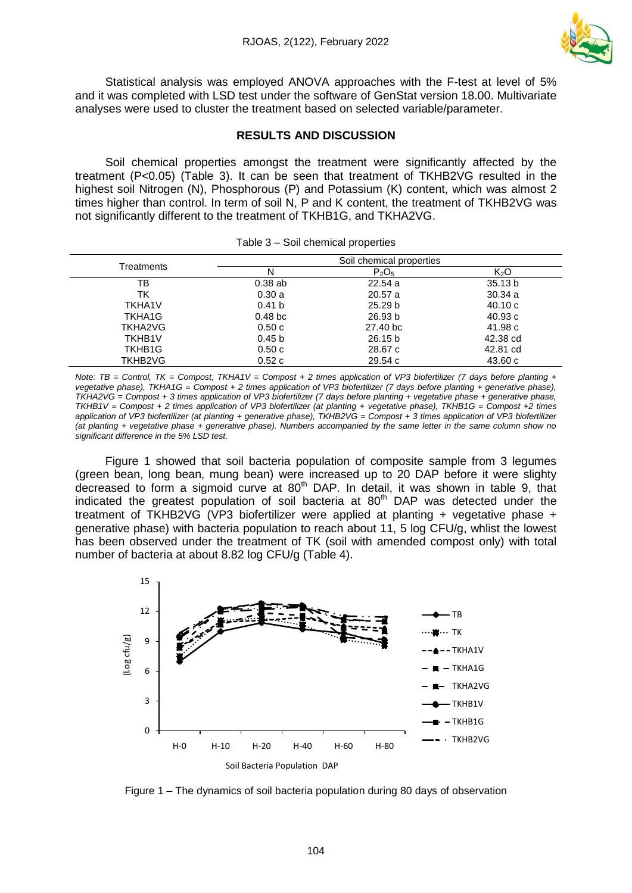Statistical analysis was employed ANOVA approaches with the F-test at level of 5% and it was completed with LSD test under the software of GenStat version 18.00. Multivariate analyses were used to cluster the treatment based on selected variable/parameter.

## RESULTS AND DISCUSSION

Soil chemical properties amongst the treatment were significantly affected by the treatment ($P<0.05$) (Table 3). It can be seen that treatment of TKHB2VG resulted in the highest soil Nitrogen (N), Phosphorous (P) and Potassium (K) content, which was almost 2 times higher than control. In term of soil N, P and K content, the treatment of TKHB2VG was not significantly different to the treatment of TKHB1G, and TKHA2VG.

Table 3 – Soil chemical properties

| Treatments | Soil chemical properties | | |
|---|---|---|---|
| | N | $P_2O_5$ | $K_2O$ |
| TB | 0.38 ab | 22.54 a | 35.13 b |
| TK | 0.30 a | 20.57 a | 30.34 a |
| TKHA1V | 0.41 b | 25.29 b | 40.10 c |
| TKHA1G | 0.48 bc | 26.93 b | 40.93 c |
| TKHA2VG | 0.50 c | 27.40 bc | 41.98 c |
| TKHB1V | 0.45 b | 26.15 b | 42.38 cd |
| TKHB1G | 0.50 c | 28.67 c | 42.81 cd |
| TKHB2VG | 0.52 c | 29.54 c | 43.60 c |

*Note: TB = Control, TK = Compost, TKHA1V = Compost + 2 times application of VP3 biofertilizer (7 days before planting + vegetative phase), TKHA1G = Compost + 2 times application of VP3 biofertilizer (7 days before planting + generative phase), TKHA2VG = Compost + 3 times application of VP3 biofertilizer (7 days before planting + vegetative phase + generative phase, TKHB1V = Compost + 2 times application of VP3 biofertilizer (at planting + vegetative phase), TKHB1G = Compost +2 times application of VP3 biofertilizer (at planting + generative phase), TKHB2VG = Compost + 3 times application of VP3 biofertilizer (at planting + vegetative phase + generative phase). Numbers accompanied by the same letter in the same column show no significant difference in the 5% LSD test.*

Figure 1 showed that soil bacteria population of composite sample from 3 legumes (green bean, long bean, mung bean) were increased up to 20 DAP before it were slighty decreased to form a sigmoid curve at 80th DAP. In detail, it was shown in table 9, that indicated the greatest population of soil bacteria at 80th DAP was detected under the treatment of TKHB2VG (VP3 biofertilizer were applied at planting + vegetative phase + generative phase) with bacteria population to reach about 11, 5 log CFU/g, whlist the lowest has been observed under the treatment of TK (soil with amended compost only) with total number of bacteria at about 8.82 log CFU/g (Table 4).

Figure 1 – The dynamics of soil bacteria population during 80 days of observation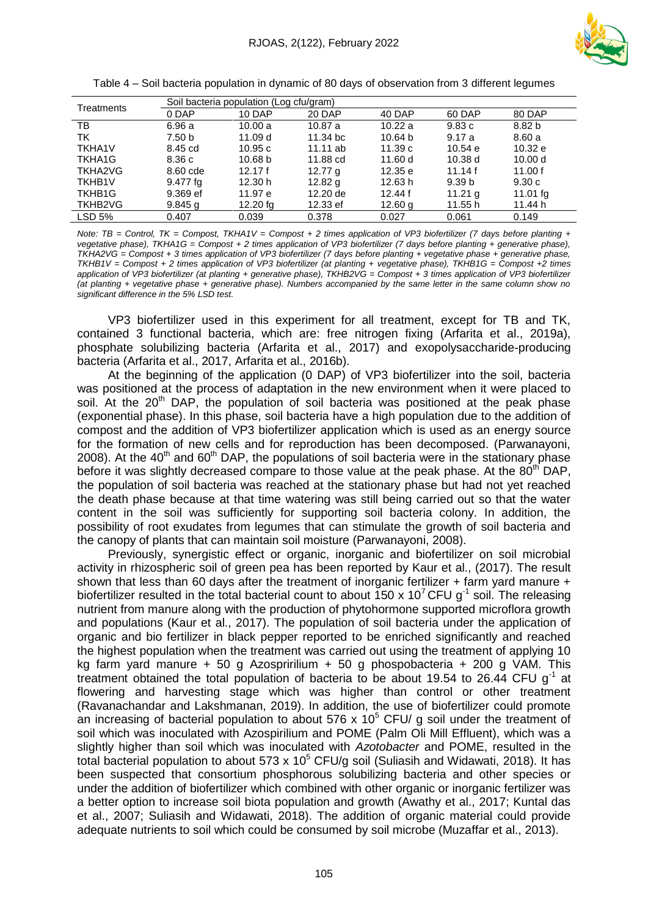Table 4 – Soil bacteria population in dynamic of 80 days of observation from 3 different legumes

| Treatments | Soil bacteria population (Log cfu/gram) | | | | | |
|---|---|---|---|---|---|---|
| | 0 DAP | 10 DAP | 20 DAP | 40 DAP | 60 DAP | 80 DAP |
| TB | 6.96 a | 10.00 a | 10.87 a | 10.22 a | 9.83 c | 8.82 b |
| TK | 7.50 b | 11.09 d | 11.34 bc | 10.64 b | 9.17 a | 8.60 a |
| TKHA1V | 8.45 cd | 10.95 c | 11.11 ab | 11.39 c | 10.54 e | 10.32 e |
| TKHA1G | 8.36 c | 10.68 b | 11.88 cd | 11.60 d | 10.38 d | 10.00 d |
| TKHA2VG | 8.60 cde | 12.17 f | 12.77 g | 12.35 e | 11.14 f | 11.00 f |
| TKHB1V | 9.477 fg | 12.30 h | 12.82 g | 12.63 h | 9.39 b | 9.30 c |
| TKHB1G | 9.369 ef | 11.97 e | 12.20 de | 12.44 f | 11.21 g | 11.01 fg |
| TKHB2VG | 9.845 g | 12.20 fg | 12.33 ef | 12.60 g | 11.55 h | 11.44 h |
| LSD 5% | 0.407 | 0.039 | 0.378 | 0.027 | 0.061 | 0.149 |

*Note: TB = Control, TK = Compost, TKHA1V = Compost + 2 times application of VP3 biofertilizer (7 days before planting + vegetative phase), TKHA1G = Compost + 2 times application of VP3 biofertilizer (7 days before planting + generative phase), TKHA2VG = Compost + 3 times application of VP3 biofertilizer (7 days before planting + vegetative phase + generative phase, TKHB1V = Compost + 2 times application of VP3 biofertilizer (at planting + vegetative phase), TKHB1G = Compost +2 times application of VP3 biofertilizer (at planting + generative phase), TKHB2VG = Compost + 3 times application of VP3 biofertilizer (at planting + vegetative phase + generative phase). Numbers accompanied by the same letter in the same column show no significant difference in the 5% LSD test.*

VP3 biofertilizer used in this experiment for all treatment, except for TB and TK, contained 3 functional bacteria, which are: free nitrogen fixing (Arfarita et al., 2019a), phosphate solubilizing bacteria (Arfarita et al., 2017) and exopolysaccharide-producing bacteria (Arfarita et al., 2017, Arfarita et al., 2016b).

At the beginning of the application (0 DAP) of VP3 biofertilizer into the soil, bacteria was positioned at the process of adaptation in the new environment when it were placed to soil. At the 20$^{th}$ DAP, the population of soil bacteria was positioned at the peak phase (exponential phase). In this phase, soil bacteria have a high population due to the addition of compost and the addition of VP3 biofertilizer application which is used as an energy source for the formation of new cells and for reproduction has been decomposed. (Parwanayoni, 2008). At the 40$^{th}$ and 60$^{th}$ DAP, the populations of soil bacteria were in the stationary phase before it was slightly decreased compare to those value at the peak phase. At the 80$^{th}$ DAP, the population of soil bacteria was reached at the stationary phase but had not yet reached the death phase because at that time watering was still being carried out so that the water content in the soil was sufficiently for supporting soil bacteria colony. In addition, the possibility of root exudates from legumes that can stimulate the growth of soil bacteria and the canopy of plants that can maintain soil moisture (Parwanayoni, 2008).

Previously, synergistic effect or organic, inorganic and biofertilizer on soil microbial activity in rhizospheric soil of green pea has been reported by Kaur et al., (2017). The result shown that less than 60 days after the treatment of inorganic fertilizer + farm yard manure + biofertilizer resulted in the total bacterial count to about 150 x $10^7$ CFU $g^{-1}$ soil. The releasing nutrient from manure along with the production of phytohormone supported microflora growth and populations (Kaur et al., 2017). The population of soil bacteria under the application of organic and bio fertilizer in black pepper reported to be enriched significantly and reached the highest population when the treatment was carried out using the treatment of applying 10 kg farm yard manure + 50 g Azospririlium + 50 g phospobacteria + 200 g VAM. This treatment obtained the total population of bacteria to be about 19.54 to 26.44 CFU $g^{-1}$ at flowering and harvesting stage which was higher than control or other treatment (Ravanachandar and Lakshmanan, 2019). In addition, the use of biofertilizer could promote an increasing of bacterial population to about 576 x $10^5$ CFU/ g soil under the treatment of soil which was inoculated with Azospirilium and POME (Palm Oli Mill Effluent), which was a slightly higher than soil which was inoculated with *Azotobacter* and POME, resulted in the total bacterial population to about 573 x $10^5$ CFU/g soil (Suliasih and Widawati, 2018). It has been suspected that consortium phosphorous solubilizing bacteria and other species or under the addition of biofertilizer which combined with other organic or inorganic fertilizer was a better option to increase soil biota population and growth (Awathy et al., 2017; Kuntal das et al., 2007; Suliasih and Widawati, 2018). The addition of organic material could provide adequate nutrients to soil which could be consumed by soil microbe (Muzaffar et al., 2013).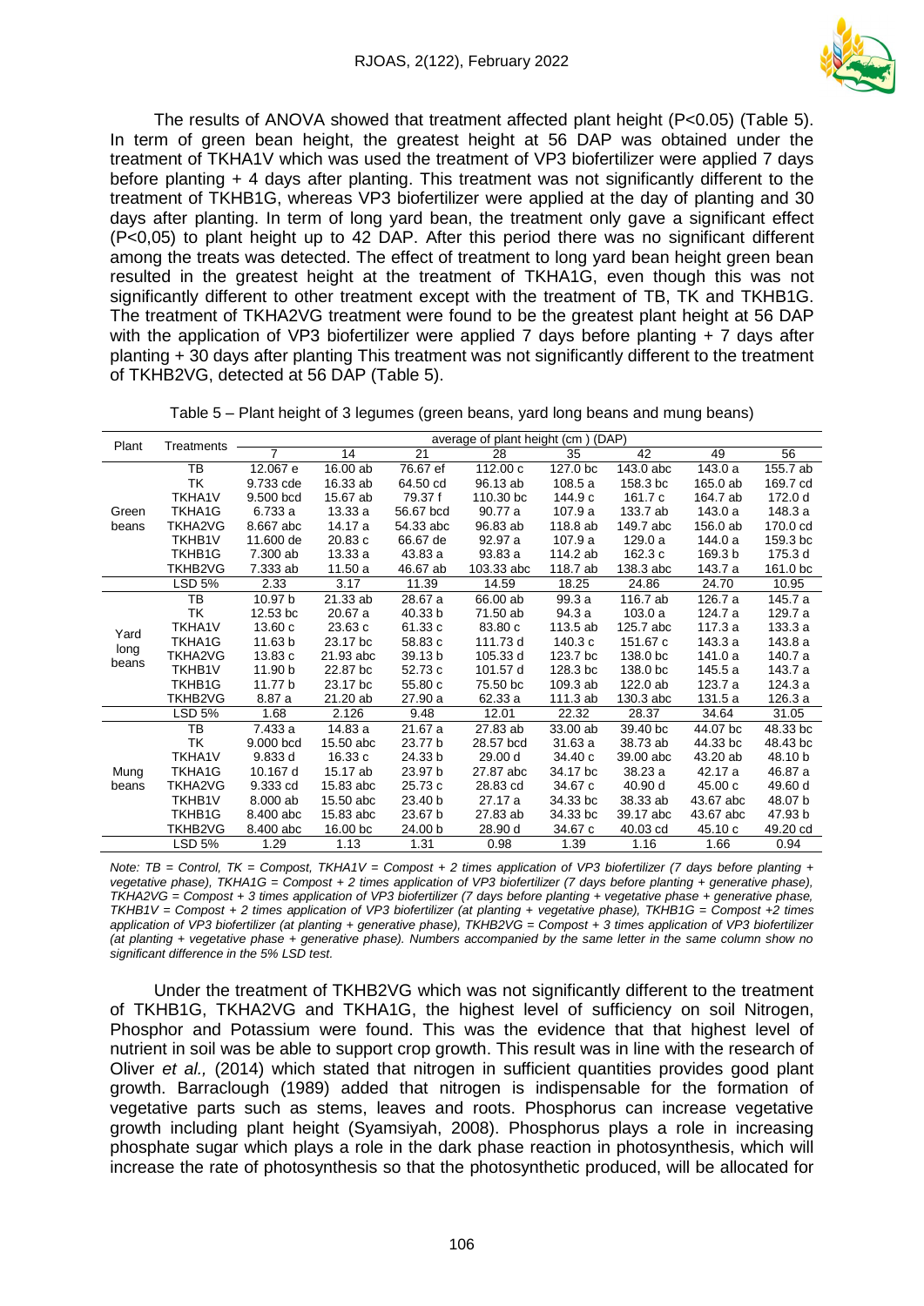The results of ANOVA showed that treatment affected plant height (P<0.05) (Table 5). In term of green bean height, the greatest height at 56 DAP was obtained under the treatment of TKHA1V which was used the treatment of VP3 biofertilizer were applied 7 days before planting + 4 days after planting. This treatment was not significantly different to the treatment of TKHB1G, whereas VP3 biofertilizer were applied at the day of planting and 30 days after planting. In term of long yard bean, the treatment only gave a significant effect (P<0,05) to plant height up to 42 DAP. After this period there was no significant different among the treats was detected. The effect of treatment to long yard bean height green bean resulted in the greatest height at the treatment of TKHA1G, even though this was not significantly different to other treatment except with the treatment of TB, TK and TKHB1G. The treatment of TKHA2VG treatment were found to be the greatest plant height at 56 DAP with the application of VP3 biofertilizer were applied 7 days before planting + 7 days after planting + 30 days after planting This treatment was not significantly different to the treatment of TKHB2VG, detected at 56 DAP (Table 5).

Table 5 – Plant height of 3 legumes (green beans, yard long beans and mung beans)

| Plant | Treatments | average of plant height (cm ) (DAP) | | | | | | | |
|---|---|---|---|---|---|---|---|---|---|
| | | 7 | 14 | 21 | 28 | 35 | 42 | 49 | 56 |
| Green beans | TB | 12.067 e | 16.00 ab | 76.67 ef | 112.00 c | 127.0 bc | 143.0 abc | 143.0 a | 155.7 ab |
| | TK | 9.733 cde | 16.33 ab | 64.50 cd | 96.13 ab | 108.5 a | 158.3 bc | 165.0 ab | 169.7 cd |
| | TKHA1V | 9.500 bcd | 15.67 ab | 79.37 f | 110.30 bc | 144.9 c | 161.7 c | 164.7 ab | 172.0 d |
| | TKHA1G | 6.733 a | 13.33 a | 56.67 bcd | 90.77 a | 107.9 a | 133.7 ab | 143.0 a | 148.3 a |
| | TKHA2VG | 8.667 abc | 14.17 a | 54.33 abc | 96.83 ab | 118.8 ab | 149.7 abc | 156.0 ab | 170.0 cd |
| | TKHB1V | 11.600 de | 20.83 c | 66.67 de | 92.97 a | 107.9 a | 129.0 a | 144.0 a | 159.3 bc |
| | TKHB1G | 7.300 ab | 13.33 a | 43.83 a | 93.83 a | 114.2 ab | 162.3 c | 169.3 b | 175.3 d |
| | TKHB2VG | 7.333 ab | 11.50 a | 46.67 ab | 103.33 abc | 118.7 ab | 138.3 abc | 143.7 a | 161.0 bc |
| | LSD 5% | 2.33 | 3.17 | 11.39 | 14.59 | 18.25 | 24.86 | 24.70 | 10.95 |
| Yard long beans | TB | 10.97 b | 21.33 ab | 28.67 a | 66.00 ab | 99.3 a | 116.7 ab | 126.7 a | 145.7 a |
| | TK | 12.53 bc | 20.67 a | 40.33 b | 71.50 ab | 94.3 a | 103.0 a | 124.7 a | 129.7 a |
| | TKHA1V | 13.60 c | 23.63 c | 61.33 c | 83.80 c | 113.5 ab | 125.7 abc | 117.3 a | 133.3 a |
| | TKHA1G | 11.63 b | 23.17 bc | 58.83 c | 111.73 d | 140.3 c | 151.67 c | 143.3 a | 143.8 a |
| | TKHA2VG | 13.83 c | 21.93 abc | 39.13 b | 105.33 d | 123.7 bc | 138.0 bc | 141.0 a | 140.7 a |
| | TKHB1V | 11.90 b | 22.87 bc | 52.73 c | 101.57 d | 128.3 bc | 138.0 bc | 145.5 a | 143.7 a |
| | TKHB1G | 11.77 b | 23.17 bc | 55.80 c | 75.50 bc | 109.3 ab | 122.0 ab | 123.7 a | 124.3 a |
| | TKHB2VG | 8.87 a | 21.20 ab | 27.90 a | 62.33 a | 111.3 ab | 130.3 abc | 131.5 a | 126.3 a |
| | LSD 5% | 1.68 | 2.126 | 9.48 | 12.01 | 22.32 | 28.37 | 34.64 | 31.05 |
| Mung beans | TB | 7.433 a | 14.83 a | 21.67 a | 27.83 ab | 33.00 ab | 39.40 bc | 44.07 bc | 48.33 bc |
| | TK | 9.000 bcd | 15.50 abc | 23.77 b | 28.57 bcd | 31.63 a | 38.73 ab | 44.33 bc | 48.43 bc |
| | TKHA1V | 9.833 d | 16.33 c | 24.33 b | 29.00 d | 34.40 c | 39.00 abc | 43.20 ab | 48.10 b |
| | TKHA1G | 10.167 d | 15.17 ab | 23.97 b | 27.87 abc | 34.17 bc | 38.23 a | 42.17 a | 46.87 a |
| | TKHA2VG | 9.333 cd | 15.83 abc | 25.73 c | 28.83 cd | 34.67 c | 40.90 d | 45.00 c | 49.60 d |
| | TKHB1V | 8.000 ab | 15.50 abc | 23.40 b | 27.17 a | 34.33 bc | 38.33 ab | 43.67 abc | 48.07 b |
| | TKHB1G | 8.400 abc | 15.83 abc | 23.67 b | 27.83 ab | 34.33 bc | 39.17 abc | 43.67 abc | 47.93 b |
| | TKHB2VG | 8.400 abc | 16.00 bc | 24.00 b | 28.90 d | 34.67 c | 40.03 cd | 45.10 c | 49.20 cd |
| | LSD 5% | 1.29 | 1.13 | 1.31 | 0.98 | 1.39 | 1.16 | 1.66 | 0.94 |

*Note: TB = Control, TK = Compost, TKHA1V = Compost + 2 times application of VP3 biofertilizer (7 days before planting + vegetative phase), TKHA1G = Compost + 2 times application of VP3 biofertilizer (7 days before planting + generative phase), TKHA2VG = Compost + 3 times application of VP3 biofertilizer (7 days before planting + vegetative phase + generative phase, TKHB1V = Compost + 2 times application of VP3 biofertilizer (at planting + vegetative phase), TKHB1G = Compost +2 times application of VP3 biofertilizer (at planting + generative phase), TKHB2VG = Compost + 3 times application of VP3 biofertilizer (at planting + vegetative phase + generative phase). Numbers accompanied by the same letter in the same column show no significant difference in the 5% LSD test.*

Under the treatment of TKHB2VG which was not significantly different to the treatment of TKHB1G, TKHA2VG and TKHA1G, the highest level of sufficiency on soil Nitrogen, Phosphor and Potassium were found. This was the evidence that that highest level of nutrient in soil was be able to support crop growth. This result was in line with the research of Oliver *et al.,* (2014) which stated that nitrogen in sufficient quantities provides good plant growth. Barraclough (1989) added that nitrogen is indispensable for the formation of vegetative parts such as stems, leaves and roots. Phosphorus can increase vegetative growth including plant height (Syamsiyah, 2008). Phosphorus plays a role in increasing phosphate sugar which plays a role in the dark phase reaction in photosynthesis, which will increase the rate of photosynthesis so that the photosynthetic produced, will be allocated for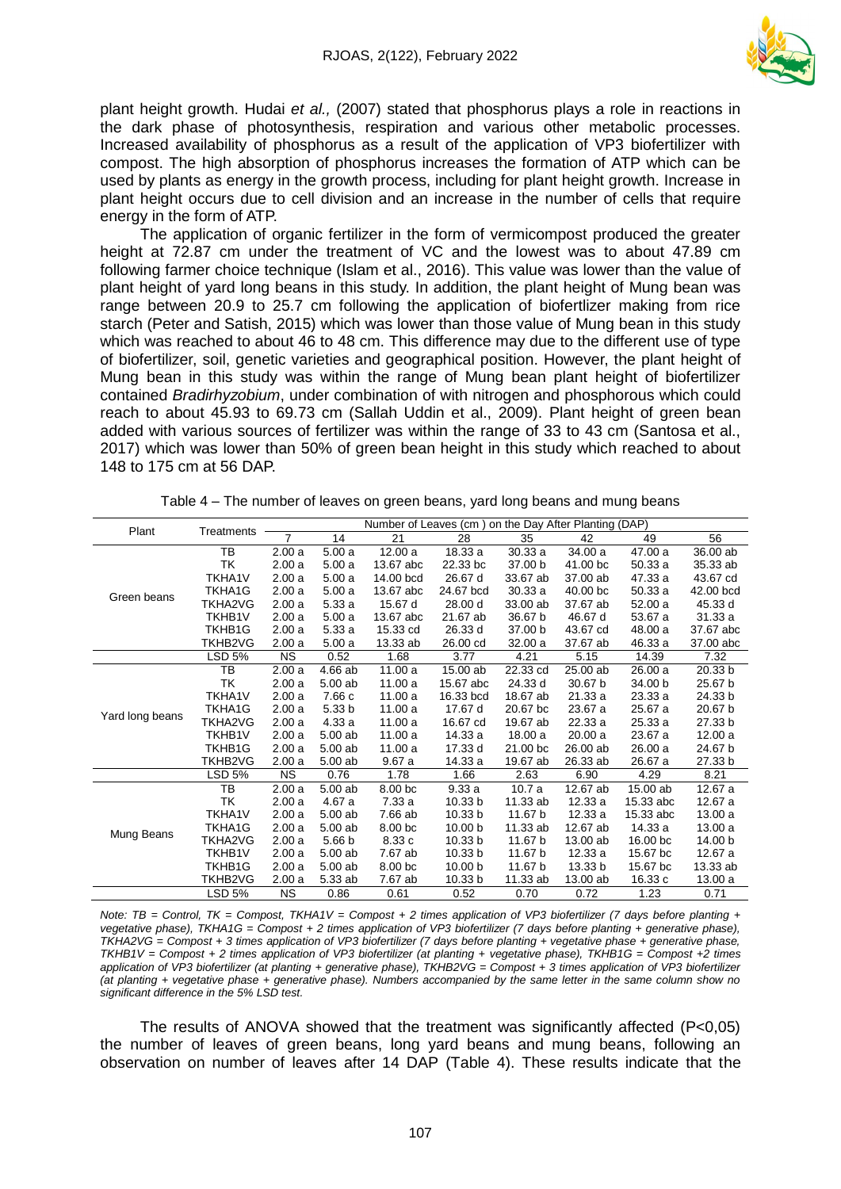plant height growth. Hudai *et al.,* (2007) stated that phosphorus plays a role in reactions in the dark phase of photosynthesis, respiration and various other metabolic processes. Increased availability of phosphorus as a result of the application of VP3 biofertilizer with compost. The high absorption of phosphorus increases the formation of ATP which can be used by plants as energy in the growth process, including for plant height growth. Increase in plant height occurs due to cell division and an increase in the number of cells that require energy in the form of ATP.

The application of organic fertilizer in the form of vermicompost produced the greater height at 72.87 cm under the treatment of VC and the lowest was to about 47.89 cm following farmer choice technique (Islam et al., 2016). This value was lower than the value of plant height of yard long beans in this study. In addition, the plant height of Mung bean was range between 20.9 to 25.7 cm following the application of biofertlizer making from rice starch (Peter and Satish, 2015) which was lower than those value of Mung bean in this study which was reached to about 46 to 48 cm. This difference may due to the different use of type of biofertilizer, soil, genetic varieties and geographical position. However, the plant height of Mung bean in this study was within the range of Mung bean plant height of biofertilizer contained *Bradirhyzobium*, under combination of with nitrogen and phosphorous which could reach to about 45.93 to 69.73 cm (Sallah Uddin et al., 2009). Plant height of green bean added with various sources of fertilizer was within the range of 33 to 43 cm (Santosa et al., 2017) which was lower than 50% of green bean height in this study which reached to about 148 to 175 cm at 56 DAP.

Table 4 – The number of leaves on green beans, yard long beans and mung beans

| Plant | Treatments | Number of Leaves (cm ) on the Day After Planting (DAP) | | | | | | | |
|---|---|---|---|---|---|---|---|---|---|
| | | 7 | 14 | 21 | 28 | 35 | 42 | 49 | 56 |
| Green beans | TB | 2.00 a | 5.00 a | 12.00 a | 18.33 a | 30.33 a | 34.00 a | 47.00 a | 36.00 ab |
| | TK | 2.00 a | 5.00 a | 13.67 abc | 22.33 bc | 37.00 b | 41.00 bc | 50.33 a | 35.33 ab |
| | TKHA1V | 2.00 a | 5.00 a | 14.00 bcd | 26.67 d | 33.67 ab | 37.00 ab | 47.33 a | 43.67 cd |
| | TKHA1G | 2.00 a | 5.00 a | 13.67 abc | 24.67 bcd | 30.33 a | 40.00 bc | 50.33 a | 42.00 bcd |
| | TKHA2VG | 2.00 a | 5.33 a | 15.67 d | 28.00 d | 33.00 ab | 37.67 ab | 52.00 a | 45.33 d |
| | TKHB1V | 2.00 a | 5.00 a | 13.67 abc | 21.67 ab | 36.67 b | 46.67 d | 53.67 a | 31.33 a |
| | TKHB1G | 2.00 a | 5.33 a | 15.33 cd | 26.33 d | 37.00 b | 43.67 cd | 48.00 a | 37.67 abc |
| | TKHB2VG | 2.00 a | 5.00 a | 13.33 ab | 26.00 cd | 32.00 a | 37.67 ab | 46.33 a | 37.00 abc |
| | LSD 5% | NS | 0.52 | 1.68 | 3.77 | 4.21 | 5.15 | 14.39 | 7.32 |
| Yard long beans | TB | 2.00 a | 4.66 ab | 11.00 a | 15.00 ab | 22.33 cd | 25.00 ab | 26.00 a | 20.33 b |
| | TK | 2.00 a | 5.00 ab | 11.00 a | 15.67 abc | 24.33 d | 30.67 b | 34.00 b | 25.67 b |
| | TKHA1V | 2.00 a | 7.66 c | 11.00 a | 16.33 bcd | 18.67 ab | 21.33 a | 23.33 a | 24.33 b |
| | TKHA1G | 2.00 a | 5.33 b | 11.00 a | 17.67 d | 20.67 bc | 23.67 a | 25.67 a | 20.67 b |
| | TKHA2VG | 2.00 a | 4.33 a | 11.00 a | 16.67 cd | 19.67 ab | 22.33 a | 25.33 a | 27.33 b |
| | TKHB1V | 2.00 a | 5.00 ab | 11.00 a | 14.33 a | 18.00 a | 20.00 a | 23.67 a | 12.00 a |
| | TKHB1G | 2.00 a | 5.00 ab | 11.00 a | 17.33 d | 21.00 bc | 26.00 ab | 26.00 a | 24.67 b |
| | TKHB2VG | 2.00 a | 5.00 ab | 9.67 a | 14.33 a | 19.67 ab | 26.33 ab | 26.67 a | 27.33 b |
| | LSD 5% | NS | 0.76 | 1.78 | 1.66 | 2.63 | 6.90 | 4.29 | 8.21 |
| Mung Beans | TB | 2.00 a | 5.00 ab | 8.00 bc | 9.33 a | 10.7 a | 12.67 ab | 15.00 ab | 12.67 a |
| | TK | 2.00 a | 4.67 a | 7.33 a | 10.33 b | 11.33 ab | 12.33 a | 15.33 abc | 12.67 a |
| | TKHA1V | 2.00 a | 5.00 ab | 7.66 ab | 10.33 b | 11.67 b | 12.33 a | 15.33 abc | 13.00 a |
| | TKHA1G | 2.00 a | 5.00 ab | 8.00 bc | 10.00 b | 11.33 ab | 12.67 ab | 14.33 a | 13.00 a |
| | TKHA2VG | 2.00 a | 5.66 b | 8.33 c | 10.33 b | 11.67 b | 13.00 ab | 16.00 bc | 14.00 b |
| | TKHB1V | 2.00 a | 5.00 ab | 7.67 ab | 10.33 b | 11.67 b | 12.33 a | 15.67 bc | 12.67 a |
| | TKHB1G | 2.00 a | 5.00 ab | 8.00 bc | 10.00 b | 11.67 b | 13.33 b | 15.67 bc | 13.33 ab |
| | TKHB2VG | 2.00 a | 5.33 ab | 7.67 ab | 10.33 b | 11.33 ab | 13.00 ab | 16.33 c | 13.00 a |
| | LSD 5% | NS | 0.86 | 0.61 | 0.52 | 0.70 | 0.72 | 1.23 | 0.71 |

*Note: TB = Control, TK = Compost, TKHA1V = Compost + 2 times application of VP3 biofertilizer (7 days before planting + vegetative phase), TKHA1G = Compost + 2 times application of VP3 biofertilizer (7 days before planting + generative phase), TKHA2VG = Compost + 3 times application of VP3 biofertilizer (7 days before planting + vegetative phase + generative phase, TKHB1V = Compost + 2 times application of VP3 biofertilizer (at planting + vegetative phase), TKHB1G = Compost +2 times application of VP3 biofertilizer (at planting + generative phase), TKHB2VG = Compost + 3 times application of VP3 biofertilizer (at planting + vegetative phase + generative phase). Numbers accompanied by the same letter in the same column show no significant difference in the 5% LSD test.*

The results of ANOVA showed that the treatment was significantly affected ($P<0,05$) the number of leaves of green beans, long yard beans and mung beans, following an observation on number of leaves after 14 DAP (Table 4). These results indicate that the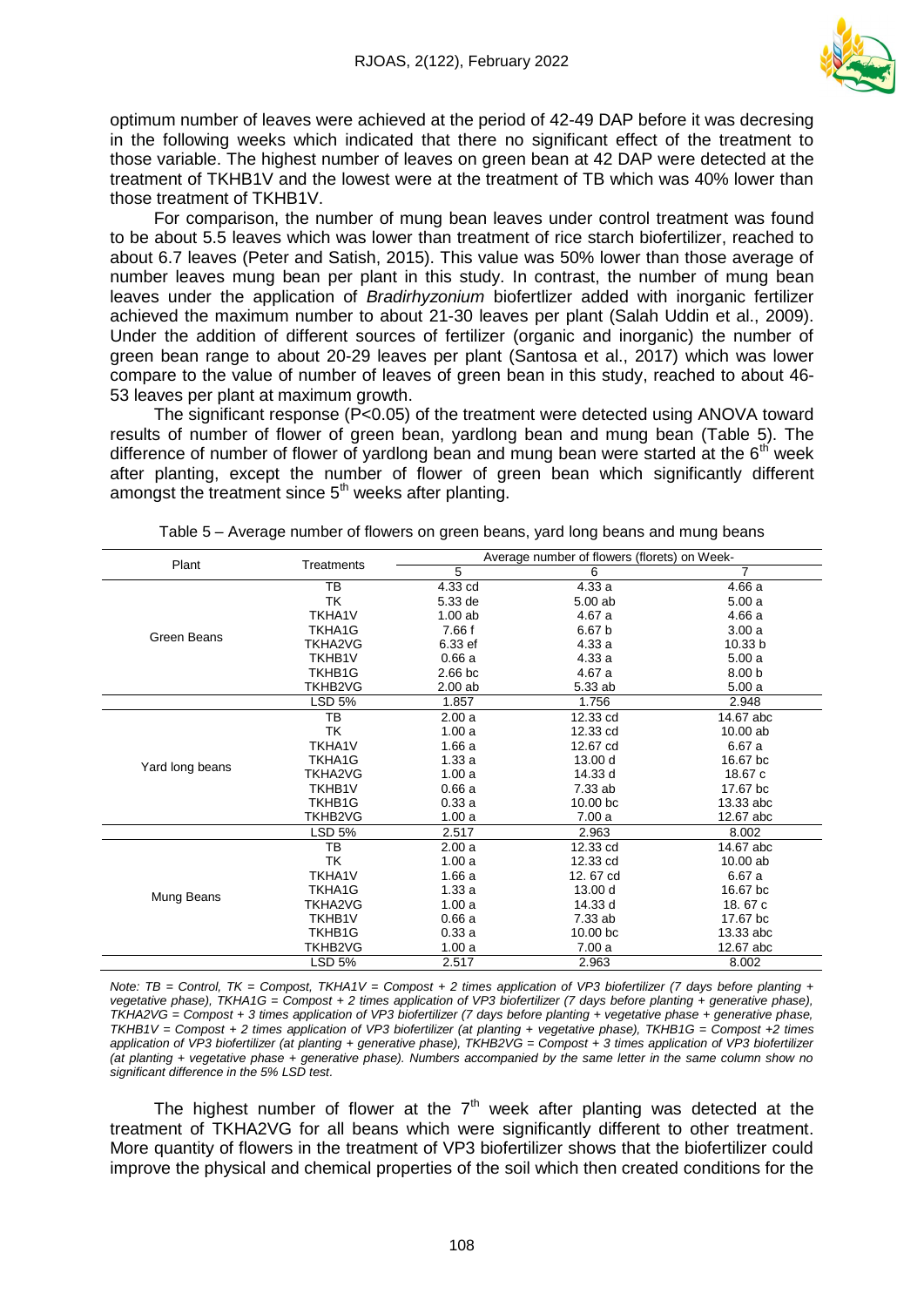optimum number of leaves were achieved at the period of 42-49 DAP before it was decresing in the following weeks which indicated that there no significant effect of the treatment to those variable. The highest number of leaves on green bean at 42 DAP were detected at the treatment of TKHB1V and the lowest were at the treatment of TB which was 40% lower than those treatment of TKHB1V.

For comparison, the number of mung bean leaves under control treatment was found to be about 5.5 leaves which was lower than treatment of rice starch biofertilizer, reached to about 6.7 leaves (Peter and Satish, 2015). This value was 50% lower than those average of number leaves mung bean per plant in this study. In contrast, the number of mung bean leaves under the application of *Bradirhyzonium* biofertlizer added with inorganic fertilizer achieved the maximum number to about 21-30 leaves per plant (Salah Uddin et al., 2009). Under the addition of different sources of fertilizer (organic and inorganic) the number of green bean range to about 20-29 leaves per plant (Santosa et al., 2017) which was lower compare to the value of number of leaves of green bean in this study, reached to about 46-53 leaves per plant at maximum growth.

The significant response (P<0.05) of the treatment were detected using ANOVA toward results of number of flower of green bean, yardlong bean and mung bean (Table 5). The difference of number of flower of yardlong bean and mung bean were started at the 6th week after planting, except the number of flower of green bean which significantly different amongst the treatment since 5th weeks after planting.

Table 5 – Average number of flowers on green beans, yard long beans and mung beans

| Plant | Treatments | Average number of flowers (florets) on Week- | | |
|---|---|---|---|---|
| | | 5 | 6 | 7 |
| Green Beans | TB | 4.33 cd | 4.33 a | 4.66 a |
| | TK | 5.33 de | 5.00 ab | 5.00 a |
| | TKHA1V | 1.00 ab | 4.67 a | 4.66 a |
| | TKHA1G | 7.66 f | 6.67 b | 3.00 a |
| | TKHA2VG | 6.33 ef | 4.33 a | 10.33 b |
| | TKHB1V | 0.66 a | 4.33 a | 5.00 a |
| | TKHB1G | 2.66 bc | 4.67 a | 8.00 b |
| | TKHB2VG | 2.00 ab | 5.33 ab | 5.00 a |
| | LSD 5% | 1.857 | 1.756 | 2.948 |
| Yard long beans | TB | 2.00 a | 12.33 cd | 14.67 abc |
| | TK | 1.00 a | 12.33 cd | 10.00 ab |
| | TKHA1V | 1.66 a | 12.67 cd | 6.67 a |
| | TKHA1G | 1.33 a | 13.00 d | 16.67 bc |
| | TKHA2VG | 1.00 a | 14.33 d | 18.67 c |
| | TKHB1V | 0.66 a | 7.33 ab | 17.67 bc |
| | TKHB1G | 0.33 a | 10.00 bc | 13.33 abc |
| | TKHB2VG | 1.00 a | 7.00 a | 12.67 abc |
| | LSD 5% | 2.517 | 2.963 | 8.002 |
| Mung Beans | TB | 2.00 a | 12.33 cd | 14.67 abc |
| | TK | 1.00 a | 12.33 cd | 10.00 ab |
| | TKHA1V | 1.66 a | 12. 67 cd | 6.67 a |
| | TKHA1G | 1.33 a | 13.00 d | 16.67 bc |
| | TKHA2VG | 1.00 a | 14.33 d | 18. 67 c |
| | TKHB1V | 0.66 a | 7.33 ab | 17.67 bc |
| | TKHB1G | 0.33 a | 10.00 bc | 13.33 abc |
| | TKHB2VG | 1.00 a | 7.00 a | 12.67 abc |
| | LSD 5% | 2.517 | 2.963 | 8.002 |

*Note: TB = Control, TK = Compost, TKHA1V = Compost + 2 times application of VP3 biofertilizer (7 days before planting + vegetative phase), TKHA1G = Compost + 2 times application of VP3 biofertilizer (7 days before planting + generative phase), TKHA2VG = Compost + 3 times application of VP3 biofertilizer (7 days before planting + vegetative phase + generative phase, TKHB1V = Compost + 2 times application of VP3 biofertilizer (at planting + vegetative phase), TKHB1G = Compost +2 times application of VP3 biofertilizer (at planting + generative phase), TKHB2VG = Compost + 3 times application of VP3 biofertilizer (at planting + vegetative phase + generative phase). Numbers accompanied by the same letter in the same column show no significant difference in the 5% LSD test.*

The highest number of flower at the 7th week after planting was detected at the treatment of TKHA2VG for all beans which were significantly different to other treatment. More quantity of flowers in the treatment of VP3 biofertilizer shows that the biofertilizer could improve the physical and chemical properties of the soil which then created conditions for the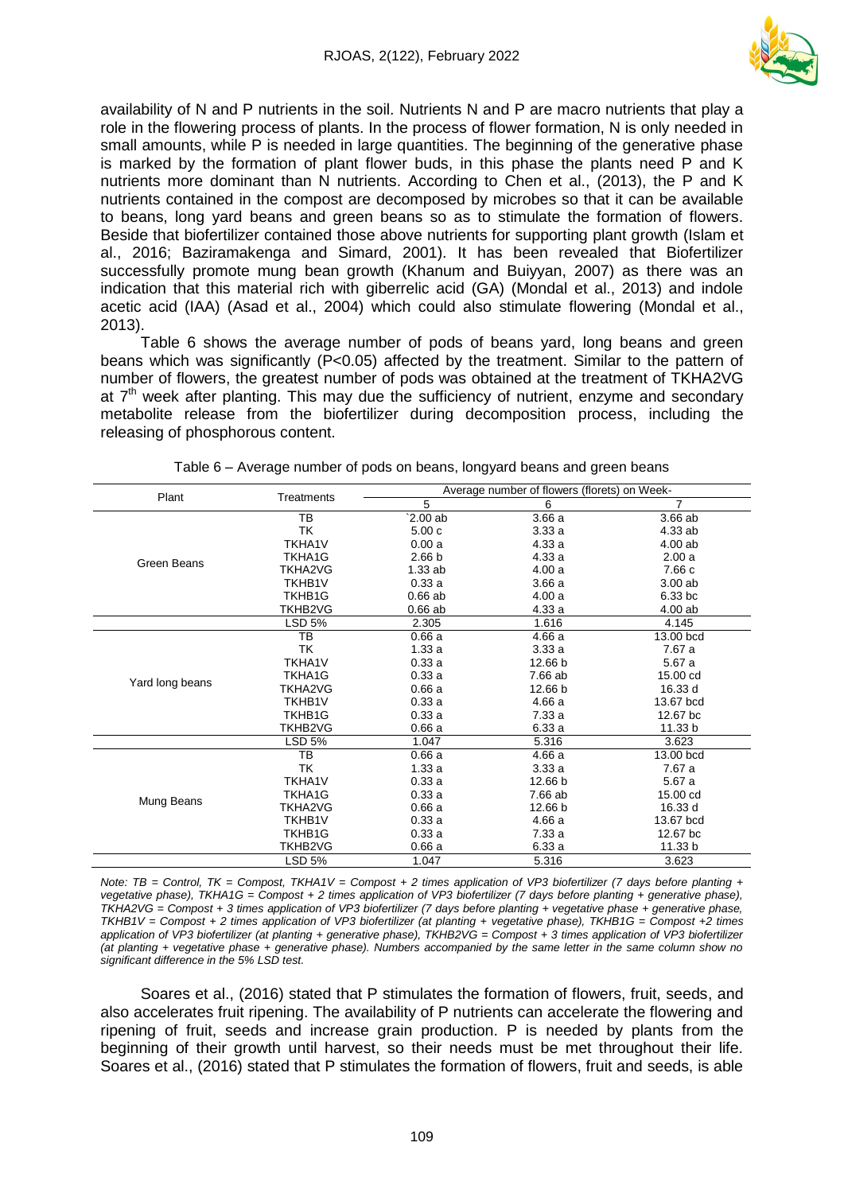availability of N and P nutrients in the soil. Nutrients N and P are macro nutrients that play a role in the flowering process of plants. In the process of flower formation, N is only needed in small amounts, while P is needed in large quantities. The beginning of the generative phase is marked by the formation of plant flower buds, in this phase the plants need P and K nutrients more dominant than N nutrients. According to Chen et al., (2013), the P and K nutrients contained in the compost are decomposed by microbes so that it can be available to beans, long yard beans and green beans so as to stimulate the formation of flowers. Beside that biofertilizer contained those above nutrients for supporting plant growth (Islam et al., 2016; Baziramakenga and Simard, 2001). It has been revealed that Biofertilizer successfully promote mung bean growth (Khanum and Buiyyan, 2007) as there was an indication that this material rich with giberrelic acid (GA) (Mondal et al., 2013) and indole acetic acid (IAA) (Asad et al., 2004) which could also stimulate flowering (Mondal et al., 2013).

Table 6 shows the average number of pods of beans yard, long beans and green beans which was significantly ($P<0.05$) affected by the treatment. Similar to the pattern of number of flowers, the greatest number of pods was obtained at the treatment of TKHA2VG at 7[th] week after planting. This may due the sufficiency of nutrient, enzyme and secondary metabolite release from the biofertilizer during decomposition process, including the releasing of phosphorous content.

Table 6 – Average number of pods on beans, longyard beans and green beans

| Plant | Treatments | Average number of flowers (florets) on Week- | | |
|---|---|---|---|---|
| | | 5 | 6 | 7 |
| Green Beans | TB | `2.00 ab | 3.66 a | 3.66 ab |
| | TK | 5.00 c | 3.33 a | 4.33 ab |
| | TKHA1V | 0.00 a | 4.33 a | 4.00 ab |
| | TKHA1G | 2.66 b | 4.33 a | 2.00 a |
| | TKHA2VG | 1.33 ab | 4.00 a | 7.66 c |
| | TKHB1V | 0.33 a | 3.66 a | 3.00 ab |
| | TKHB1G | 0.66 ab | 4.00 a | 6.33 bc |
| | TKHB2VG | 0.66 ab | 4.33 a | 4.00 ab |
| | LSD 5% | 2.305 | 1.616 | 4.145 |
| Yard long beans | TB | 0.66 a | 4.66 a | 13.00 bcd |
| | TK | 1.33 a | 3.33 a | 7.67 a |
| | TKHA1V | 0.33 a | 12.66 b | 5.67 a |
| | TKHA1G | 0.33 a | 7.66 ab | 15.00 cd |
| | TKHA2VG | 0.66 a | 12.66 b | 16.33 d |
| | TKHB1V | 0.33 a | 4.66 a | 13.67 bcd |
| | TKHB1G | 0.33 a | 7.33 a | 12.67 bc |
| | TKHB2VG | 0.66 a | 6.33 a | 11.33 b |
| | LSD 5% | 1.047 | 5.316 | 3.623 |
| Mung Beans | TB | 0.66 a | 4.66 a | 13.00 bcd |
| | TK | 1.33 a | 3.33 a | 7.67 a |
| | TKHA1V | 0.33 a | 12.66 b | 5.67 a |
| | TKHA1G | 0.33 a | 7.66 ab | 15.00 cd |
| | TKHA2VG | 0.66 a | 12.66 b | 16.33 d |
| | TKHB1V | 0.33 a | 4.66 a | 13.67 bcd |
| | TKHB1G | 0.33 a | 7.33 a | 12.67 bc |
| | TKHB2VG | 0.66 a | 6.33 a | 11.33 b |
| | LSD 5% | 1.047 | 5.316 | 3.623 |

*Note: TB = Control, TK = Compost, TKHA1V = Compost + 2 times application of VP3 biofertilizer (7 days before planting + vegetative phase), TKHA1G = Compost + 2 times application of VP3 biofertilizer (7 days before planting + generative phase), TKHA2VG = Compost + 3 times application of VP3 biofertilizer (7 days before planting + vegetative phase + generative phase, TKHB1V = Compost + 2 times application of VP3 biofertilizer (at planting + vegetative phase), TKHB1G = Compost +2 times application of VP3 biofertilizer (at planting + generative phase), TKHB2VG = Compost + 3 times application of VP3 biofertilizer (at planting + vegetative phase + generative phase). Numbers accompanied by the same letter in the same column show no significant difference in the 5% LSD test.*

Soares et al., (2016) stated that P stimulates the formation of flowers, fruit, seeds, and also accelerates fruit ripening. The availability of P nutrients can accelerate the flowering and ripening of fruit, seeds and increase grain production. P is needed by plants from the beginning of their growth until harvest, so their needs must be met throughout their life. Soares et al., (2016) stated that P stimulates the formation of flowers, fruit and seeds, is able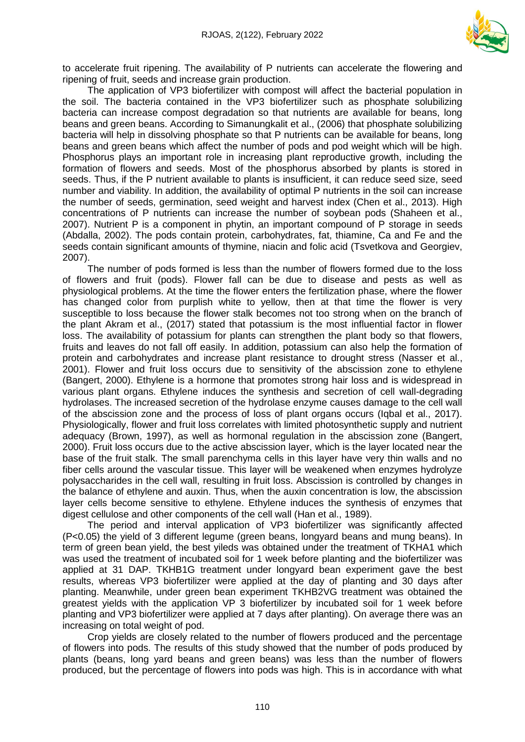to accelerate fruit ripening. The availability of P nutrients can accelerate the flowering and ripening of fruit, seeds and increase grain production.

The application of VP3 biofertilizer with compost will affect the bacterial population in the soil. The bacteria contained in the VP3 biofertilizer such as phosphate solubilizing bacteria can increase compost degradation so that nutrients are available for beans, long beans and green beans. According to Simanungkalit et al., (2006) that phosphate solubilizing bacteria will help in dissolving phosphate so that P nutrients can be available for beans, long beans and green beans which affect the number of pods and pod weight which will be high. Phosphorus plays an important role in increasing plant reproductive growth, including the formation of flowers and seeds. Most of the phosphorus absorbed by plants is stored in seeds. Thus, if the P nutrient available to plants is insufficient, it can reduce seed size, seed number and viability. In addition, the availability of optimal P nutrients in the soil can increase the number of seeds, germination, seed weight and harvest index (Chen et al., 2013). High concentrations of P nutrients can increase the number of soybean pods (Shaheen et al., 2007). Nutrient P is a component in phytin, an important compound of P storage in seeds (Abdalla, 2002). The pods contain protein, carbohydrates, fat, thiamine, Ca and Fe and the seeds contain significant amounts of thymine, niacin and folic acid (Tsvetkova and Georgiev, 2007).

The number of pods formed is less than the number of flowers formed due to the loss of flowers and fruit (pods). Flower fall can be due to disease and pests as well as physiological problems. At the time the flower enters the fertilization phase, where the flower has changed color from purplish white to yellow, then at that time the flower is very susceptible to loss because the flower stalk becomes not too strong when on the branch of the plant Akram et al., (2017) stated that potassium is the most influential factor in flower loss. The availability of potassium for plants can strengthen the plant body so that flowers, fruits and leaves do not fall off easily. In addition, potassium can also help the formation of protein and carbohydrates and increase plant resistance to drought stress (Nasser et al., 2001). Flower and fruit loss occurs due to sensitivity of the abscission zone to ethylene (Bangert, 2000). Ethylene is a hormone that promotes strong hair loss and is widespread in various plant organs. Ethylene induces the synthesis and secretion of cell wall-degrading hydrolases. The increased secretion of the hydrolase enzyme causes damage to the cell wall of the abscission zone and the process of loss of plant organs occurs (Iqbal et al., 2017). Physiologically, flower and fruit loss correlates with limited photosynthetic supply and nutrient adequacy (Brown, 1997), as well as hormonal regulation in the abscission zone (Bangert, 2000). Fruit loss occurs due to the active abscission layer, which is the layer located near the base of the fruit stalk. The small parenchyma cells in this layer have very thin walls and no fiber cells around the vascular tissue. This layer will be weakened when enzymes hydrolyze polysaccharides in the cell wall, resulting in fruit loss. Abscission is controlled by changes in the balance of ethylene and auxin. Thus, when the auxin concentration is low, the abscission layer cells become sensitive to ethylene. Ethylene induces the synthesis of enzymes that digest cellulose and other components of the cell wall (Han et al., 1989).

The period and interval application of VP3 biofertilizer was significantly affected ($P<0.05$) the yield of 3 different legume (green beans, longyard beans and mung beans). In term of green bean yield, the best yileds was obtained under the treatment of TKHA1 which was used the treatment of incubated soil for 1 week before planting and the biofertilizer was applied at 31 DAP. TKHB1G treatment under longyard bean experiment gave the best results, whereas VP3 biofertilizer were applied at the day of planting and 30 days after planting. Meanwhile, under green bean experiment TKHB2VG treatment was obtained the greatest yields with the application VP 3 biofertilizer by incubated soil for 1 week before planting and VP3 biofertilizer were applied at 7 days after planting). On average there was an increasing on total weight of pod.

Crop yields are closely related to the number of flowers produced and the percentage of flowers into pods. The results of this study showed that the number of pods produced by plants (beans, long yard beans and green beans) was less than the number of flowers produced, but the percentage of flowers into pods was high. This is in accordance with what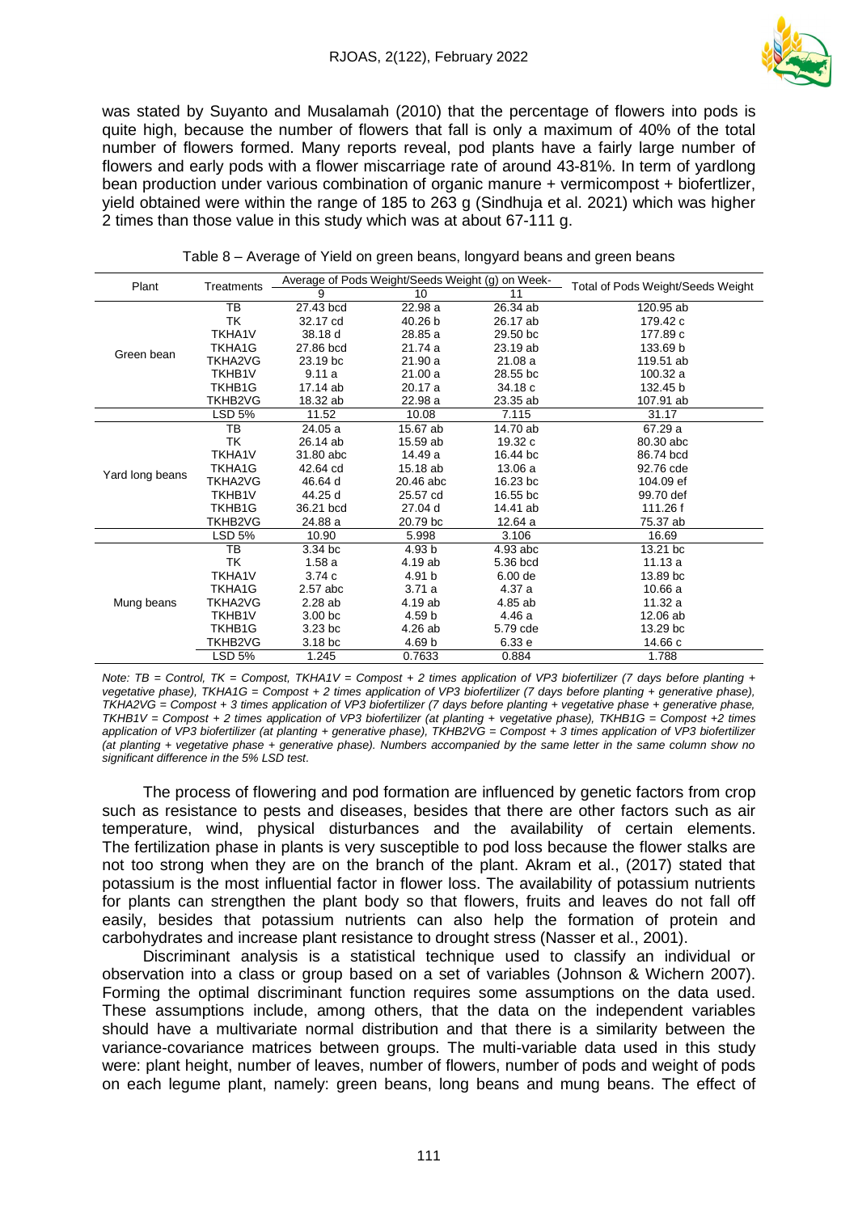was stated by Suyanto and Musalamah (2010) that the percentage of flowers into pods is quite high, because the number of flowers that fall is only a maximum of 40% of the total number of flowers formed. Many reports reveal, pod plants have a fairly large number of flowers and early pods with a flower miscarriage rate of around 43-81%. In term of yardlong bean production under various combination of organic manure + vermicompost + biofertlizer, yield obtained were within the range of 185 to 263 g (Sindhuja et al. 2021) which was higher 2 times than those value in this study which was at about 67-111 g.

Table 8 – Average of Yield on green beans, longyard beans and green beans

| Plant | Treatments | Average of Pods Weight/Seeds Weight (g) on Week- | | | Total of Pods Weight/Seeds Weight |
|---|---|---|---|---|---|
| | | 9 | 10 | 11 | |
| Green bean | TB | 27.43 bcd | 22.98 a | 26.34 ab | 120.95 ab |
| | TK | 32.17 cd | 40.26 b | 26.17 ab | 179.42 c |
| | TKHA1V | 38.18 d | 28.85 a | 29.50 bc | 177.89 c |
| | TKHA1G | 27.86 bcd | 21.74 a | 23.19 ab | 133.69 b |
| | TKHA2VG | 23.19 bc | 21.90 a | 21.08 a | 119.51 ab |
| | TKHB1V | 9.11 a | 21.00 a | 28.55 bc | 100.32 a |
| | TKHB1G | 17.14 ab | 20.17 a | 34.18 c | 132.45 b |
| | TKHB2VG | 18.32 ab | 22.98 a | 23.35 ab | 107.91 ab |
| | LSD 5% | 11.52 | 10.08 | 7.115 | 31.17 |
| Yard long beans | TB | 24.05 a | 15.67 ab | 14.70 ab | 67.29 a |
| | TK | 26.14 ab | 15.59 ab | 19.32 c | 80.30 abc |
| | TKHA1V | 31.80 abc | 14.49 a | 16.44 bc | 86.74 bcd |
| | TKHA1G | 42.64 cd | 15.18 ab | 13.06 a | 92.76 cde |
| | TKHA2VG | 46.64 d | 20.46 abc | 16.23 bc | 104.09 ef |
| | TKHB1V | 44.25 d | 25.57 cd | 16.55 bc | 99.70 def |
| | TKHB1G | 36.21 bcd | 27.04 d | 14.41 ab | 111.26 f |
| | TKHB2VG | 24.88 a | 20.79 bc | 12.64 a | 75.37 ab |
| | LSD 5% | 10.90 | 5.998 | 3.106 | 16.69 |
| Mung beans | TB | 3.34 bc | 4.93 b | 4.93 abc | 13.21 bc |
| | TK | 1.58 a | 4.19 ab | 5.36 bcd | 11.13 a |
| | TKHA1V | 3.74 c | 4.91 b | 6.00 de | 13.89 bc |
| | TKHA1G | 2.57 abc | 3.71 a | 4.37 a | 10.66 a |
| | TKHA2VG | 2.28 ab | 4.19 ab | 4.85 ab | 11.32 a |
| | TKHB1V | 3.00 bc | 4.59 b | 4.46 a | 12.06 ab |
| | TKHB1G | 3.23 bc | 4.26 ab | 5.79 cde | 13.29 bc |
| | TKHB2VG | 3.18 bc | 4.69 b | 6.33 e | 14.66 c |
| | LSD 5% | 1.245 | 0.7633 | 0.884 | 1.788 |

*Note: TB = Control, TK = Compost, TKHA1V = Compost + 2 times application of VP3 biofertilizer (7 days before planting + vegetative phase), TKHA1G = Compost + 2 times application of VP3 biofertilizer (7 days before planting + generative phase), TKHA2VG = Compost + 3 times application of VP3 biofertilizer (7 days before planting + vegetative phase + generative phase), TKHB1V = Compost + 2 times application of VP3 biofertilizer (at planting + vegetative phase), TKHB1G = Compost +2 times application of VP3 biofertilizer (at planting + generative phase), TKHB2VG = Compost + 3 times application of VP3 biofertilizer (at planting + vegetative phase + generative phase). Numbers accompanied by the same letter in the same column show no significant difference in the 5% LSD test.*

The process of flowering and pod formation are influenced by genetic factors from crop such as resistance to pests and diseases, besides that there are other factors such as air temperature, wind, physical disturbances and the availability of certain elements. The fertilization phase in plants is very susceptible to pod loss because the flower stalks are not too strong when they are on the branch of the plant. Akram et al., (2017) stated that potassium is the most influential factor in flower loss. The availability of potassium nutrients for plants can strengthen the plant body so that flowers, fruits and leaves do not fall off easily, besides that potassium nutrients can also help the formation of protein and carbohydrates and increase plant resistance to drought stress (Nasser et al., 2001).

Discriminant analysis is a statistical technique used to classify an individual or observation into a class or group based on a set of variables (Johnson & Wichern 2007). Forming the optimal discriminant function requires some assumptions on the data used. These assumptions include, among others, that the data on the independent variables should have a multivariate normal distribution and that there is a similarity between the variance-covariance matrices between groups. The multi-variable data used in this study were: plant height, number of leaves, number of flowers, number of pods and weight of pods on each legume plant, namely: green beans, long beans and mung beans. The effect of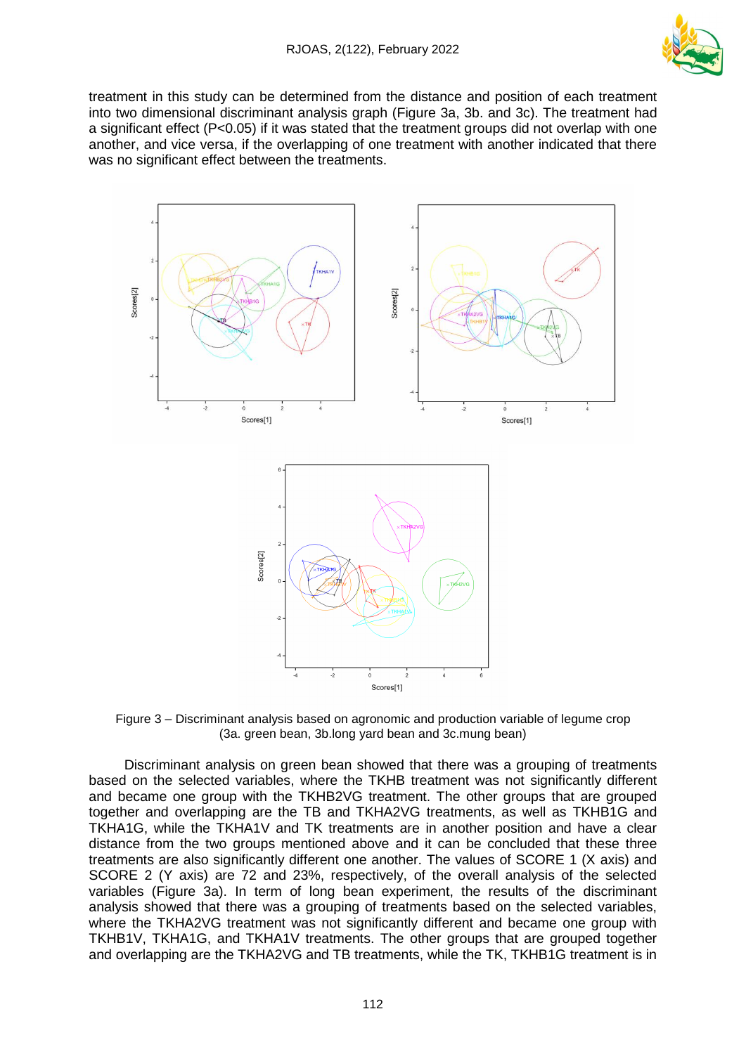treatment in this study can be determined from the distance and position of each treatment into two dimensional discriminant analysis graph (Figure 3a, 3b. and 3c). The treatment had a significant effect ($P<0.05$) if it was stated that the treatment groups did not overlap with one another, and vice versa, if the overlapping of one treatment with another indicated that there was no significant effect between the treatments.

Figure 3 – Discriminant analysis based on agronomic and production variable of legume crop (3a. green bean, 3b.long yard bean and 3c.mung bean)

Discriminant analysis on green bean showed that there was a grouping of treatments based on the selected variables, where the TKHB treatment was not significantly different and became one group with the TKHB2VG treatment. The other groups that are grouped together and overlapping are the TB and TKHA2VG treatments, as well as TKHB1G and TKHA1G, while the TKHA1V and TK treatments are in another position and have a clear distance from the two groups mentioned above and it can be concluded that these three treatments are also significantly different one another. The values of SCORE 1 (X axis) and SCORE 2 (Y axis) are 72 and 23%, respectively, of the overall analysis of the selected variables (Figure 3a). In term of long bean experiment, the results of the discriminant analysis showed that there was a grouping of treatments based on the selected variables, where the TKHA2VG treatment was not significantly different and became one group with TKHB1V, TKHA1G, and TKHA1V treatments. The other groups that are grouped together and overlapping are the TKHA2VG and TB treatments, while the TK, TKHB1G treatment is in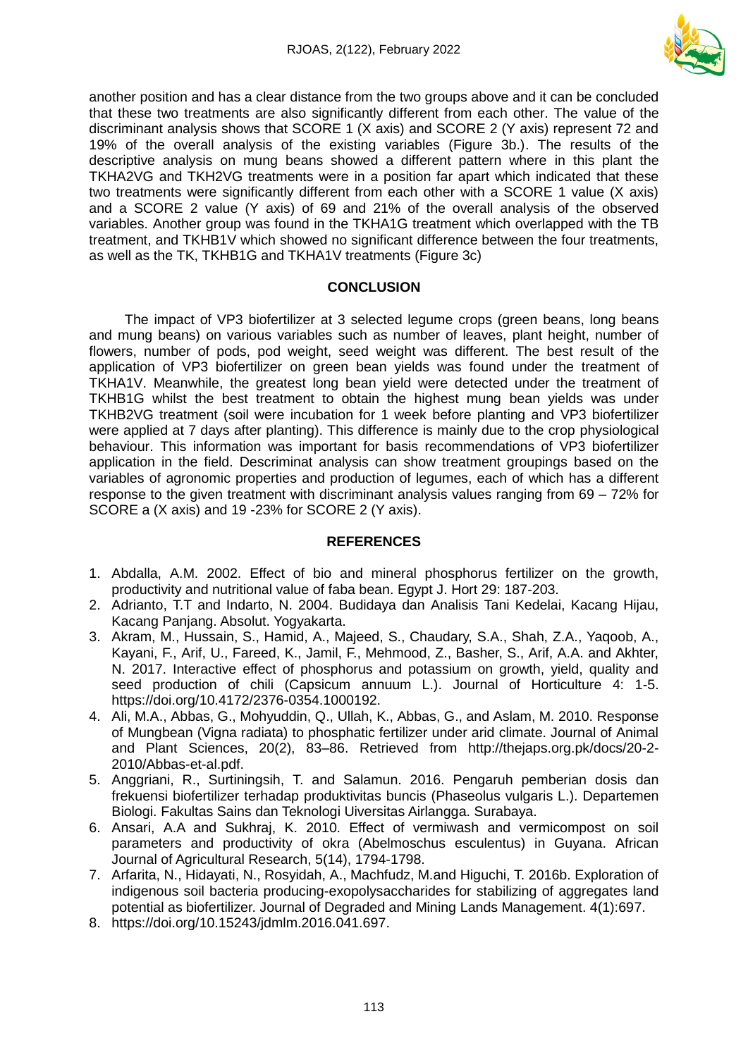another position and has a clear distance from the two groups above and it can be concluded that these two treatments are also significantly different from each other. The value of the discriminant analysis shows that SCORE 1 (X axis) and SCORE 2 (Y axis) represent 72 and 19% of the overall analysis of the existing variables (Figure 3b.). The results of the descriptive analysis on mung beans showed a different pattern where in this plant the TKHA2VG and TKH2VG treatments were in a position far apart which indicated that these two treatments were significantly different from each other with a SCORE 1 value (X axis) and a SCORE 2 value (Y axis) of 69 and 21% of the overall analysis of the observed variables. Another group was found in the TKHA1G treatment which overlapped with the TB treatment, and TKHB1V which showed no significant difference between the four treatments, as well as the TK, TKHB1G and TKHA1V treatments (Figure 3c)

## CONCLUSION

The impact of VP3 biofertilizer at 3 selected legume crops (green beans, long beans and mung beans) on various variables such as number of leaves, plant height, number of flowers, number of pods, pod weight, seed weight was different. The best result of the application of VP3 biofertilizer on green bean yields was found under the treatment of TKHA1V. Meanwhile, the greatest long bean yield were detected under the treatment of TKHB1G whilst the best treatment to obtain the highest mung bean yields was under TKHB2VG treatment (soil were incubation for 1 week before planting and VP3 biofertilizer were applied at 7 days after planting). This difference is mainly due to the crop physiological behaviour. This information was important for basis recommendations of VP3 biofertilizer application in the field. Descriminat analysis can show treatment groupings based on the variables of agronomic properties and production of legumes, each of which has a different response to the given treatment with discriminant analysis values ranging from 69 – 72% for SCORE a (X axis) and 19 -23% for SCORE 2 (Y axis).

## REFERENCES

1. Abdalla, A.M. 2002. Effect of bio and mineral phosphorus fertilizer on the growth, productivity and nutritional value of faba bean. Egypt J. Hort 29: 187-203.
2. Adrianto, T.T and Indarto, N. 2004. Budidaya dan Analisis Tani Kedelai, Kacang Hijau, Kacang Panjang. Absolut. Yogyakarta.
3. Akram, M., Hussain, S., Hamid, A., Majeed, S., Chaudary, S.A., Shah, Z.A., Yaqoob, A., Kayani, F., Arif, U., Fareed, K., Jamil, F., Mehmood, Z., Basher, S., Arif, A.A. and Akhter, N. 2017. Interactive effect of phosphorus and potassium on growth, yield, quality and seed production of chili (Capsicum annuum L.). Journal of Horticulture 4: 1-5. https://doi.org/10.4172/2376-0354.1000192.
4. Ali, M.A., Abbas, G., Mohyuddin, Q., Ullah, K., Abbas, G., and Aslam, M. 2010. Response of Mungbean (Vigna radiata) to phosphatic fertilizer under arid climate. Journal of Animal and Plant Sciences, 20(2), 83–86. Retrieved from http://thejaps.org.pk/docs/20-2-2010/Abbas-et-al.pdf.
5. Anggriani, R., Surtiningsih, T. and Salamun. 2016. Pengaruh pemberian dosis dan frekuensi biofertilizer terhadap produktivitas buncis (Phaseolus vulgaris L.). Departemen Biologi. Fakultas Sains dan Teknologi Uiversitas Airlangga. Surabaya.
6. Ansari, A.A and Sukhraj, K. 2010. Effect of vermiwash and vermicompost on soil parameters and productivity of okra (Abelmoschus esculentus) in Guyana. African Journal of Agricultural Research, 5(14), 1794-1798.
7. Arfarita, N., Hidayati, N., Rosyidah, A., Machfudz, M.and Higuchi, T. 2016b. Exploration of indigenous soil bacteria producing-exopolysaccharides for stabilizing of aggregates land potential as biofertilizer. Journal of Degraded and Mining Lands Management. 4(1):697.
8. https://doi.org/10.15243/jdmlm.2016.041.697.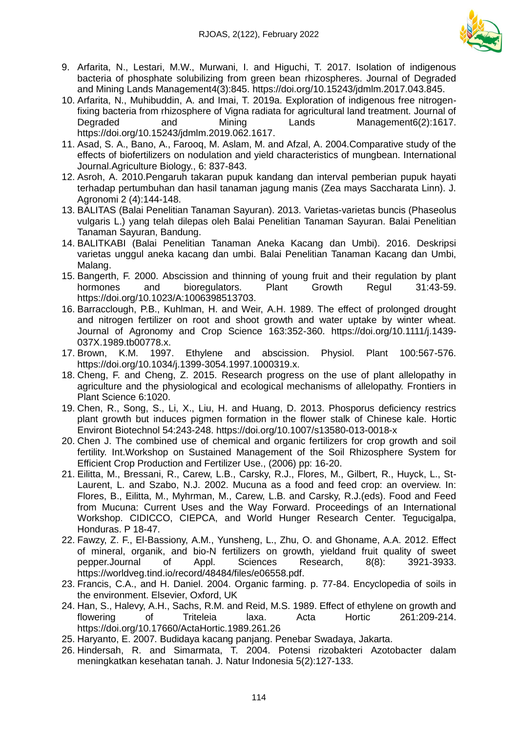9. Arfarita, N., Lestari, M.W., Murwani, I. and Higuchi, T. 2017. Isolation of indigenous bacteria of phosphate solubilizing from green bean rhizospheres. Journal of Degraded and Mining Lands Management4(3):845. https://doi.org/10.15243/jdmlm.2017.043.845.
10. Arfarita, N., Muhibuddin, A. and Imai, T. 2019a. Exploration of indigenous free nitrogen-fixing bacteria from rhizosphere of Vigna radiata for agricultural land treatment. Journal of Degraded and Mining Lands Management6(2):1617. https://doi.org/10.15243/jdmlm.2019.062.1617.
11. Asad, S. A., Bano, A., Farooq, M. Aslam, M. and Afzal, A. 2004.Comparative study of the effects of biofertilizers on nodulation and yield characteristics of mungbean. International Journal.Agriculture Biology., 6: 837-843.
12. Asroh, A. 2010.Pengaruh takaran pupuk kandang dan interval pemberian pupuk hayati terhadap pertumbuhan dan hasil tanaman jagung manis (Zea mays Saccharata Linn). J. Agronomi 2 (4):144-148.
13. BALITAS (Balai Penelitian Tanaman Sayuran). 2013. Varietas-varietas buncis (Phaseolus vulgaris L.) yang telah dilepas oleh Balai Penelitian Tanaman Sayuran. Balai Penelitian Tanaman Sayuran, Bandung.
14. BALITKABI (Balai Penelitian Tanaman Aneka Kacang dan Umbi). 2016. Deskripsi varietas unggul aneka kacang dan umbi. Balai Penelitian Tanaman Kacang dan Umbi, Malang.
15. Bangerth, F. 2000. Abscission and thinning of young fruit and their regulation by plant hormones and bioregulators. Plant Growth Regul 31:43-59. https://doi.org/10.1023/A:1006398513703.
16. Barraclough, P.B., Kuhlman, H. and Weir, A.H. 1989. The effect of prolonged drought and nitrogen fertilizer on root and shoot growth and water uptake by winter wheat. Journal of Agronomy and Crop Science 163:352-360. https://doi.org/10.1111/j.1439-037X.1989.tb00778.x.
17. Brown, K.M. 1997. Ethylene and abscission. Physiol. Plant 100:567-576. https://doi.org/10.1034/j.1399-3054.1997.1000319.x.
18. Cheng, F. and Cheng, Z. 2015. Research progress on the use of plant allelopathy in agriculture and the physiological and ecological mechanisms of allelopathy. Frontiers in Plant Science 6:1020.
19. Chen, R., Song, S., Li, X., Liu, H. and Huang, D. 2013. Phosporus deficiency restrics plant growth but induces pigmen formation in the flower stalk of Chinese kale. Hortic Environt Biotechnol 54:243-248. https://doi.org/10.1007/s13580-013-0018-x
20. Chen J. The combined use of chemical and organic fertilizers for crop growth and soil fertility. Int.Workshop on Sustained Management of the Soil Rhizosphere System for Efficient Crop Production and Fertilizer Use., (2006) pp: 16-20.
21. Eilitta, M., Bressani, R., Carew, L.B., Carsky, R.J., Flores, M., Gilbert, R., Huyck, L., St-Laurent, L. and Szabo, N.J. 2002. Mucuna as a food and feed crop: an overview. In: Flores, B., Eilitta, M., Myhrman, M., Carew, L.B. and Carsky, R.J.(eds). Food and Feed from Mucuna: Current Uses and the Way Forward. Proceedings of an International Workshop. CIDICCO, CIEPCA, and World Hunger Research Center. Tegucigalpa, Honduras. P 18-47.
22. Fawzy, Z. F., El-Bassiony, A.M., Yunsheng, L., Zhu, O. and Ghoname, A.A. 2012. Effect of mineral, organik, and bio-N fertilizers on growth, yieldand fruit quality of sweet pepper.Journal of Appl. Sciences Research, 8(8): 3921-3933. https://worldveg.tind.io/record/48484/files/e06558.pdf.
23. Francis, C.A., and H. Daniel. 2004. Organic farming. p. 77-84. Encyclopedia of soils in the environment. Elsevier, Oxford, UK
24. Han, S., Halevy, A.H., Sachs, R.M. and Reid, M.S. 1989. Effect of ethylene on growth and flowering of Triteleia laxa. Acta Hortic 261:209-214. https://doi.org/10.17660/ActaHortic.1989.261.26
25. Haryanto, E. 2007. Budidaya kacang panjang. Penebar Swadaya, Jakarta.
26. Hindersah, R. and Simarmata, T. 2004. Potensi rizobakteri Azotobacter dalam meningkatkan kesehatan tanah. J. Natur Indonesia 5(2):127-133.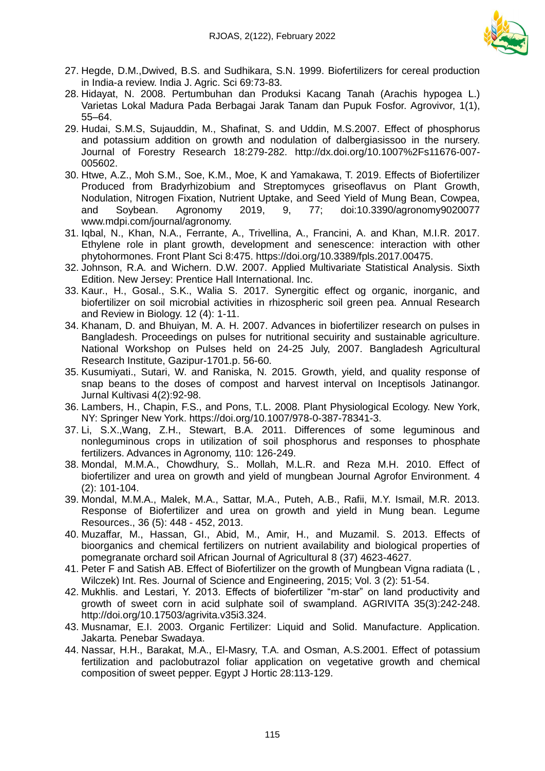27. Hegde, D.M.,Dwived, B.S. and Sudhikara, S.N. 1999. Biofertilizers for cereal production in India-a review. India J. Agric. Sci 69:73-83.
28. Hidayat, N. 2008. Pertumbuhan dan Produksi Kacang Tanah (Arachis hypogea L.) Varietas Lokal Madura Pada Berbagai Jarak Tanam dan Pupuk Fosfor. Agrovivor, 1(1), 55–64.
29. Hudai, S.M.S, Sujauddin, M., Shafinat, S. and Uddin, M.S.2007. Effect of phosphorus and potassium addition on growth and nodulation of dalbergiasissoo in the nursery. Journal of Forestry Research 18:279-282. http://dx.doi.org/10.1007%2Fs11676-007-005602.
30. Htwe, A.Z., Moh S.M., Soe, K.M., Moe, K and Yamakawa, T. 2019. Effects of Biofertilizer Produced from Bradyrhizobium and Streptomyces griseoflavus on Plant Growth, Nodulation, Nitrogen Fixation, Nutrient Uptake, and Seed Yield of Mung Bean, Cowpea, and Soybean. Agronomy 2019, 9, 77; doi:10.3390/agronomy9020077 www.mdpi.com/journal/agronomy.
31. Iqbal, N., Khan, N.A., Ferrante, A., Trivellina, A., Francini, A. and Khan, M.I.R. 2017. Ethylene role in plant growth, development and senescence: interaction with other phytohormones. Front Plant Sci 8:475. https://doi.org/10.3389/fpls.2017.00475.
32. Johnson, R.A. and Wichern. D.W. 2007. Applied Multivariate Statistical Analysis. Sixth Edition. New Jersey: Prentice Hall International. Inc.
33. Kaur., H., Gosal., S.K., Walia S. 2017. Synergitic effect og organic, inorganic, and biofertilizer on soil microbial activities in rhizospheric soil green pea. Annual Research and Review in Biology. 12 (4): 1-11.
34. Khanam, D. and Bhuiyan, M. A. H. 2007. Advances in biofertilizer research on pulses in Bangladesh. Proceedings on pulses for nutritional secuirity and sustainable agriculture. National Workshop on Pulses held on 24-25 July, 2007. Bangladesh Agricultural Research Institute, Gazipur-1701.p. 56-60.
35. Kusumiyati., Sutari, W. and Raniska, N. 2015. Growth, yield, and quality response of snap beans to the doses of compost and harvest interval on Inceptisols Jatinangor. Jurnal Kultivasi 4(2):92-98.
36. Lambers, H., Chapin, F.S., and Pons, T.L. 2008. Plant Physiological Ecology. New York, NY: Springer New York. https://doi.org/10.1007/978-0-387-78341-3.
37. Li, S.X.,Wang, Z.H., Stewart, B.A. 2011. Differences of some leguminous and nonleguminous crops in utilization of soil phosphorus and responses to phosphate fertilizers. Advances in Agronomy, 110: 126-249.
38. Mondal, M.M.A., Chowdhury, S.. Mollah, M.L.R. and Reza M.H. 2010. Effect of biofertilizer and urea on growth and yield of mungbean Journal Agrofor Environment. 4 (2): 101-104.
39. Mondal, M.M.A., Malek, M.A., Sattar, M.A., Puteh, A.B., Rafii, M.Y. Ismail, M.R. 2013. Response of Biofertilizer and urea on growth and yield in Mung bean. Legume Resources., 36 (5): 448 - 452, 2013.
40. Muzaffar, M., Hassan, GI., Abid, M., Amir, H., and Muzamil. S. 2013. Effects of bioorganics and chemical fertilizers on nutrient availability and biological properties of pomegranate orchard soil African Journal of Agricultural 8 (37) 4623-4627.
41. Peter F and Satish AB. Effect of Biofertilizer on the growth of Mungbean Vigna radiata (L , Wilczek) Int. Res. Journal of Science and Engineering, 2015; Vol. 3 (2): 51-54.
42. Mukhlis. and Lestari, Y. 2013. Effects of biofertilizer "m-star" on land productivity and growth of sweet corn in acid sulphate soil of swampland. AGRIVITA 35(3):242-248. http://doi.org/10.17503/agrivita.v35i3.324.
43. Musnamar, E.I. 2003. Organic Fertilizer: Liquid and Solid. Manufacture. Application. Jakarta. Penebar Swadaya.
44. Nassar, H.H., Barakat, M.A., El-Masry, T.A. and Osman, A.S.2001. Effect of potassium fertilization and paclobutrazol foliar application on vegetative growth and chemical composition of sweet pepper. Egypt J Hortic 28:113-129.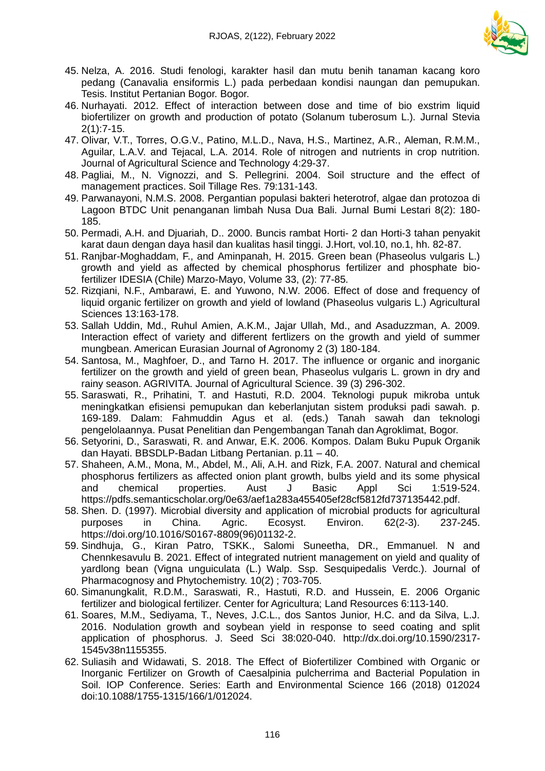45. Nelza, A. 2016. Studi fenologi, karakter hasil dan mutu benih tanaman kacang koro pedang (Canavalia ensiformis L.) pada perbedaan kondisi naungan dan pemupukan. Tesis. Institut Pertanian Bogor. Bogor.
46. Nurhayati. 2012. Effect of interaction between dose and time of bio exstrim liquid biofertilizer on growth and production of potato (Solanum tuberosum L.). Jurnal Stevia 2(1):7-15.
47. Olivar, V.T., Torres, O.G.V., Patino, M.L.D., Nava, H.S., Martinez, A.R., Aleman, R.M.M., Aguilar, L.A.V. and Tejacal, L.A. 2014. Role of nitrogen and nutrients in crop nutrition. Journal of Agricultural Science and Technology 4:29-37.
48. Pagliai, M., N. Vignozzi, and S. Pellegrini. 2004. Soil structure and the effect of management practices. Soil Tillage Res. 79:131-143.
49. Parwanayoni, N.M.S. 2008. Pergantian populasi bakteri heterotrof, algae dan protozoa di Lagoon BTDC Unit penanganan limbah Nusa Dua Bali. Jurnal Bumi Lestari 8(2): 180-185.
50. Permadi, A.H. and Djuariah, D.. 2000. Buncis rambat Horti- 2 dan Horti-3 tahan penyakit karat daun dengan daya hasil dan kualitas hasil tinggi. J.Hort, vol.10, no.1, hh. 82-87.
51. Ranjbar-Moghaddam, F., and Aminpanah, H. 2015. Green bean (Phaseolus vulgaris L.) growth and yield as affected by chemical phosphorus fertilizer and phosphate bio-fertilizer IDESIA (Chile) Marzo-Mayo, Volume 33, (2): 77-85.
52. Rizqiani, N.F., Ambarawi, E. and Yuwono, N.W. 2006. Effect of dose and frequency of liquid organic fertilizer on growth and yield of lowland (Phaseolus vulgaris L.) Agricultural Sciences 13:163-178.
53. Sallah Uddin, Md., Ruhul Amien, A.K.M., Jajar Ullah, Md., and Asaduzzman, A. 2009. Interaction effect of variety and different fertlizers on the growth and yield of summer mungbean. American Eurasian Journal of Agronomy 2 (3) 180-184.
54. Santosa, M., Maghfoer, D., and Tarno H. 2017. The influence or organic and inorganic fertilizer on the growth and yield of green bean, Phaseolus vulgaris L. grown in dry and rainy season. AGRIVITA. Journal of Agricultural Science. 39 (3) 296-302.
55. Saraswati, R., Prihatini, T. and Hastuti, R.D. 2004. Teknologi pupuk mikroba untuk meningkatkan efisiensi pemupukan dan keberlanjutan sistem produksi padi sawah. p. 169-189. Dalam: Fahmuddin Agus et al. (eds.) Tanah sawah dan teknologi pengelolaannya. Pusat Penelitian dan Pengembangan Tanah dan Agroklimat, Bogor.
56. Setyorini, D., Saraswati, R. and Anwar, E.K. 2006. Kompos. Dalam Buku Pupuk Organik dan Hayati. BBSDLP-Badan Litbang Pertanian. p.11 – 40.
57. Shaheen, A.M., Mona, M., Abdel, M., Ali, A.H. and Rizk, F.A. 2007. Natural and chemical phosphorus fertilizers as affected onion plant growth, bulbs yield and its some physical and chemical properties. Aust J Basic Appl Sci 1:519-524. https://pdfs.semanticscholar.org/0e63/aef1a283a455405ef28cf5812fd737135442.pdf.
58. Shen. D. (1997). Microbial diversity and application of microbial products for agricultural purposes in China. Agric. Ecosyst. Environ. 62(2-3). 237-245. https://doi.org/10.1016/S0167-8809(96)01132-2.
59. Sindhuja, G., Kiran Patro, TSKK., Salomi Suneetha, DR., Emmanuel. N and Chennkesavulu B. 2021. Effect of integrated nutrient management on yield and quality of yardlong bean (Vigna unguiculata (L.) Walp. Ssp. Sesquipedalis Verdc.). Journal of Pharmacognosy and Phytochemistry. 10(2) ; 703-705.
60. Simanungkalit, R.D.M., Saraswati, R., Hastuti, R.D. and Hussein, E. 2006 Organic fertilizer and biological fertilizer. Center for Agricultura; Land Resources 6:113-140.
61. Soares, M.M., Sediyama, T., Neves, J.C.L., dos Santos Junior, H.C. and da Silva, L.J. 2016. Nodulation growth and soybean yield in response to seed coating and split application of phosphorus. J. Seed Sci 38:020-040. http://dx.doi.org/10.1590/2317-1545v38n1155355.
62. Suliasih and Widawati, S. 2018. The Effect of Biofertilizer Combined with Organic or Inorganic Fertilizer on Growth of Caesalpinia pulcherrima and Bacterial Population in Soil. IOP Conference. Series: Earth and Environmental Science 166 (2018) 012024 doi:10.1088/1755-1315/166/1/012024.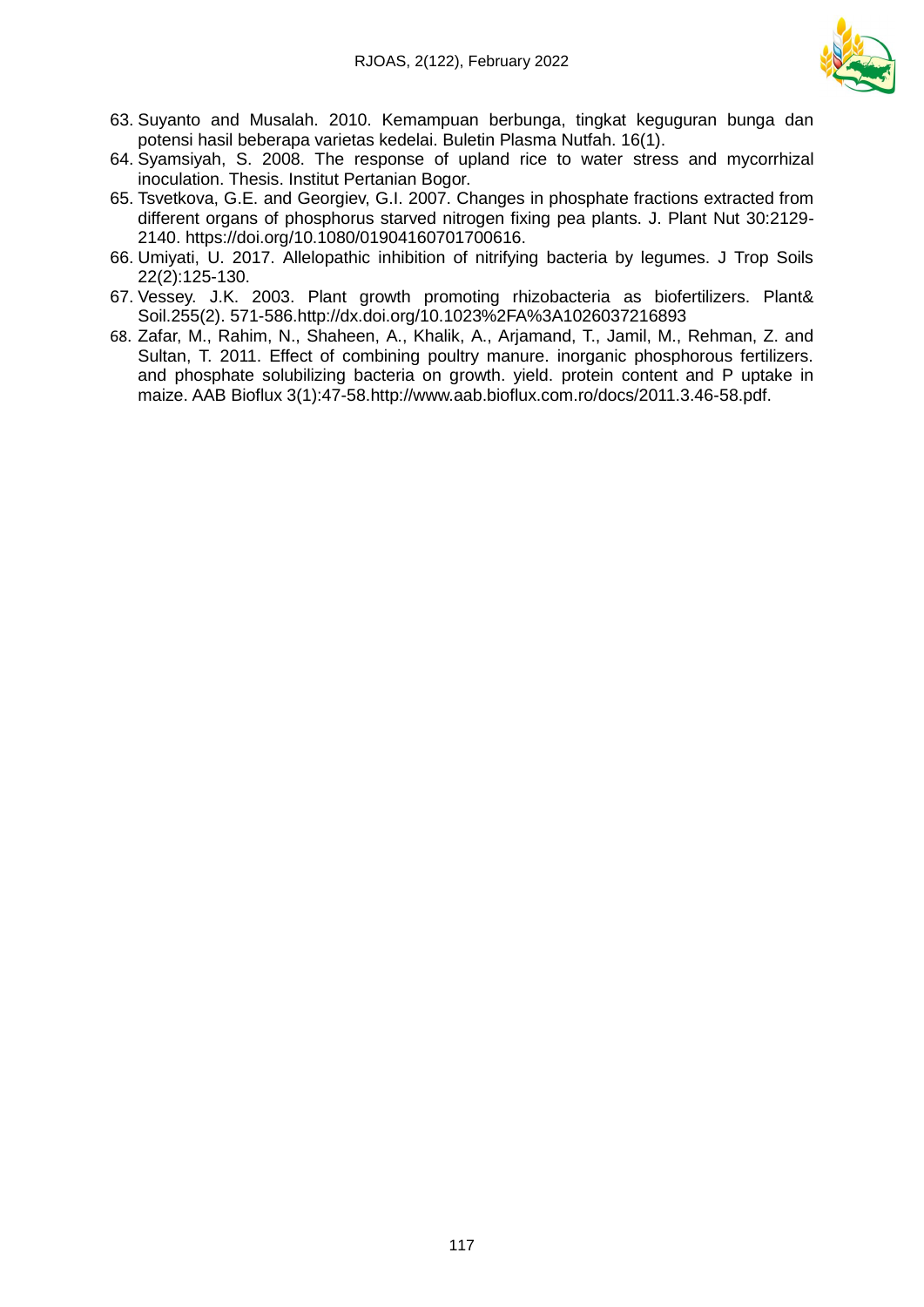63. Suyanto and Musalah. 2010. Kemampuan berbunga, tingkat keguguran bunga dan potensi hasil beberapa varietas kedelai. Buletin Plasma Nutfah. 16(1).
64. Syamsiyah, S. 2008. The response of upland rice to water stress and mycorrhizal inoculation. Thesis. Institut Pertanian Bogor.
65. Tsvetkova, G.E. and Georgiev, G.I. 2007. Changes in phosphate fractions extracted from different organs of phosphorus starved nitrogen fixing pea plants. J. Plant Nut 30:2129-2140. https://doi.org/10.1080/01904160701700616.
66. Umiyati, U. 2017. Allelopathic inhibition of nitrifying bacteria by legumes. J Trop Soils 22(2):125-130.
67. Vessey. J.K. 2003. Plant growth promoting rhizobacteria as biofertilizers. Plant& Soil.255(2). 571-586.http://dx.doi.org/10.1023%2FA%3A1026037216893
68. Zafar, M., Rahim, N., Shaheen, A., Khalik, A., Arjamand, T., Jamil, M., Rehman, Z. and Sultan, T. 2011. Effect of combining poultry manure. inorganic phosphorous fertilizers. and phosphate solubilizing bacteria on growth. yield. protein content and P uptake in maize. AAB Bioflux 3(1):47-58.http://www.aab.bioflux.com.ro/docs/2011.3.46-58.pdf.